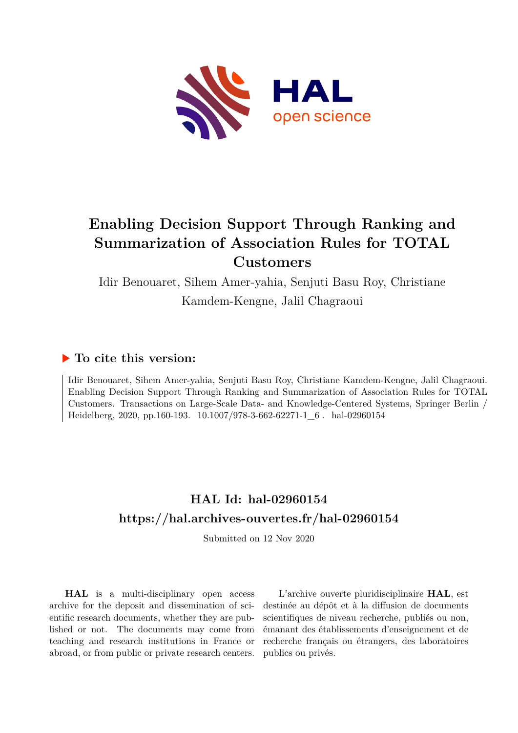# Enabling Decision Support Through Ranking and Summarization of Association Rules for TOTAL Customers

Idir Benouaret, Sihem Amer-yahia, Senjuti Basu Roy, Christiane Kamdem-Kengne, Jalil Chagraoui

## ▶ To cite this version:

Idir Benouaret, Sihem Amer-yahia, Senjuti Basu Roy, Christiane Kamdem-Kengne, Jalil Chagraoui. Enabling Decision Support Through Ranking and Summarization of Association Rules for TOTAL Customers. Transactions on Large-Scale Data- and Knowledge-Centered Systems, Springer Berlin / Heidelberg, 2020, pp.160-193. 10.1007/978-3-662-62271-1_6 . hal-02960154

## HAL Id: hal-02960154
## https://hal.archives-ouvertes.fr/hal-02960154

Submitted on 12 Nov 2020

**HAL** is a multi-disciplinary open access archive for the deposit and dissemination of scientific research documents, whether they are published or not. The documents may come from teaching and research institutions in France or abroad, or from public or private research centers.

L'archive ouverte pluridisciplinaire **HAL**, est destinée au dépôt et à la diffusion de documents scientifiques de niveau recherche, publiés ou non, émanant des établissements d'enseignement et de recherche français ou étrangers, des laboratoires publics ou privés.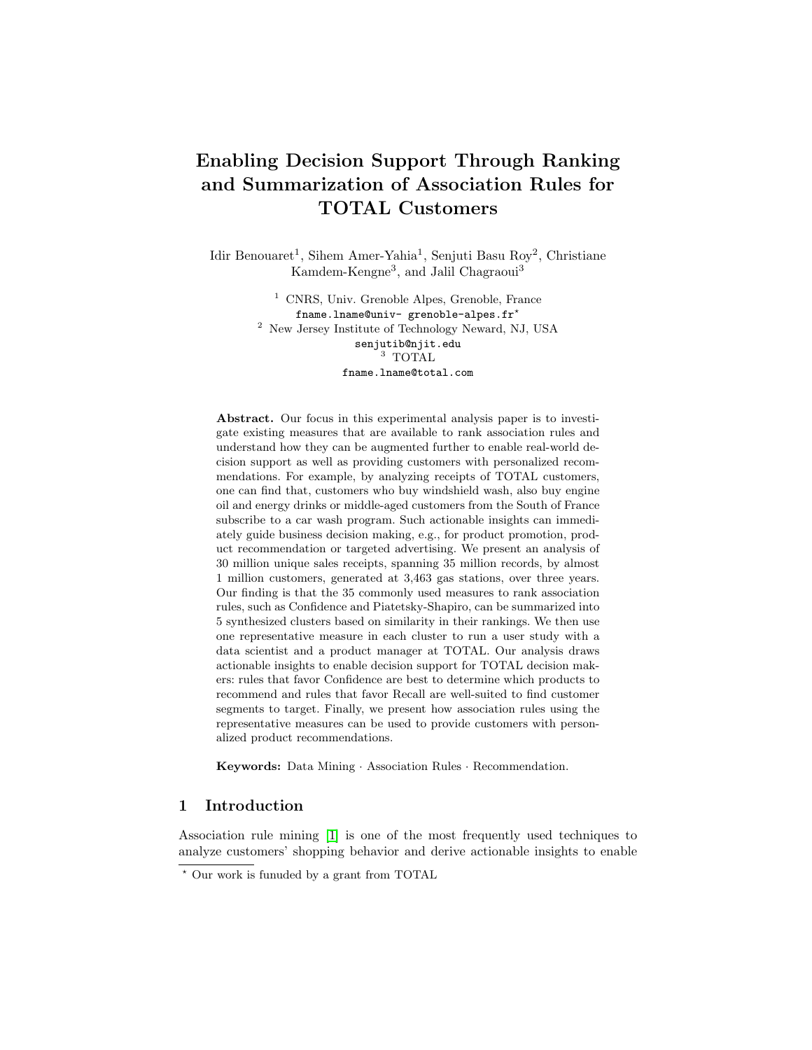# Enabling Decision Support Through Ranking and Summarization of Association Rules for TOTAL Customers

Idir Benouaret[1], Sihem Amer-Yahia[1], Senjuti Basu Roy[2], Christiane Kamdem-Kengne[3], and Jalil Chagraoui[3]

[1] CNRS, Univ. Grenoble Alpes, Grenoble, France
fname.lname@univ- grenoble-alpes.fr*
[2] New Jersey Institute of Technology Neward, NJ, USA
senjutib@njit.edu
[3] TOTAL
fname.lname@total.com

**Abstract.** Our focus in this experimental analysis paper is to investigate existing measures that are available to rank association rules and understand how they can be augmented further to enable real-world decision support as well as providing customers with personalized recommendations. For example, by analyzing receipts of TOTAL customers, one can find that, customers who buy windshield wash, also buy engine oil and energy drinks or middle-aged customers from the South of France subscribe to a car wash program. Such actionable insights can immediately guide business decision making, e.g., for product promotion, product recommendation or targeted advertising. We present an analysis of 30 million unique sales receipts, spanning 35 million records, by almost 1 million customers, generated at 3,463 gas stations, over three years. Our finding is that the 35 commonly used measures to rank association rules, such as Confidence and Piatetsky-Shapiro, can be summarized into 5 synthesized clusters based on similarity in their rankings. We then use one representative measure in each cluster to run a user study with a data scientist and a product manager at TOTAL. Our analysis draws actionable insights to enable decision support for TOTAL decision makers: rules that favor Confidence are best to determine which products to recommend and rules that favor Recall are well-suited to find customer segments to target. Finally, we present how association rules using the representative measures can be used to provide customers with personalized product recommendations.

**Keywords:** Data Mining · Association Rules · Recommendation.

## 1 Introduction

Association rule mining [1] is one of the most frequently used techniques to analyze customers' shopping behavior and derive actionable insights to enable

* Our work is funuded by a grant from TOTAL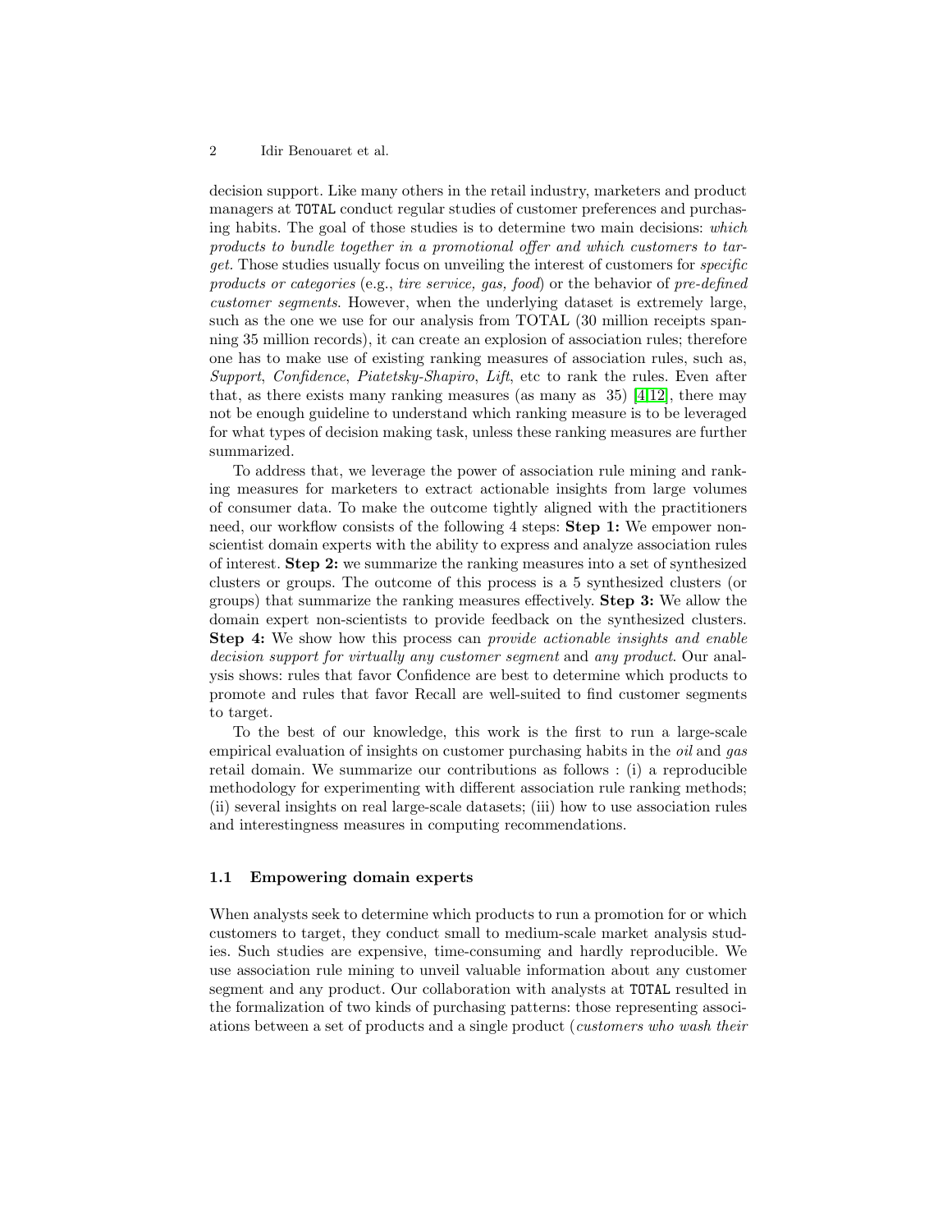decision support. Like many others in the retail industry, marketers and product managers at TOTAL conduct regular studies of customer preferences and purchasing habits. The goal of those studies is to determine two main decisions: *which products to bundle together in a promotional offer and which customers to target*. Those studies usually focus on unveiling the interest of customers for *specific products or categories* (e.g., *tire service, gas, food*) or the behavior of *pre-defined customer segments*. However, when the underlying dataset is extremely large, such as the one we use for our analysis from TOTAL (30 million receipts spanning 35 million records), it can create an explosion of association rules; therefore one has to make use of existing ranking measures of association rules, such as, *Support*, *Confidence*, *Piatetsky-Shapiro*, *Lift*, etc to rank the rules. Even after that, as there exists many ranking measures (as many as 35) [4,12], there may not be enough guideline to understand which ranking measure is to be leveraged for what types of decision making task, unless these ranking measures are further summarized.

To address that, we leverage the power of association rule mining and ranking measures for marketers to extract actionable insights from large volumes of consumer data. To make the outcome tightly aligned with the practitioners need, our workflow consists of the following 4 steps: **Step 1:** We empower non-scientist domain experts with the ability to express and analyze association rules of interest. **Step 2:** we summarize the ranking measures into a set of synthesized clusters or groups. The outcome of this process is a 5 synthesized clusters (or groups) that summarize the ranking measures effectively. **Step 3:** We allow the domain expert non-scientists to provide feedback on the synthesized clusters. **Step 4:** We show how this process can *provide actionable insights and enable decision support for virtually any customer segment* and *any product*. Our analysis shows: rules that favor Confidence are best to determine which products to promote and rules that favor Recall are well-suited to find customer segments to target.

To the best of our knowledge, this work is the first to run a large-scale empirical evaluation of insights on customer purchasing habits in the *oil* and *gas* retail domain. We summarize our contributions as follows : (i) a reproducible methodology for experimenting with different association rule ranking methods; (ii) several insights on real large-scale datasets; (iii) how to use association rules and interestingness measures in computing recommendations.

### 1.1 Empowering domain experts

When analysts seek to determine which products to run a promotion for or which customers to target, they conduct small to medium-scale market analysis studies. Such studies are expensive, time-consuming and hardly reproducible. We use association rule mining to unveil valuable information about any customer segment and any product. Our collaboration with analysts at TOTAL resulted in the formalization of two kinds of purchasing patterns: those representing associations between a set of products and a single product (*customers who wash their*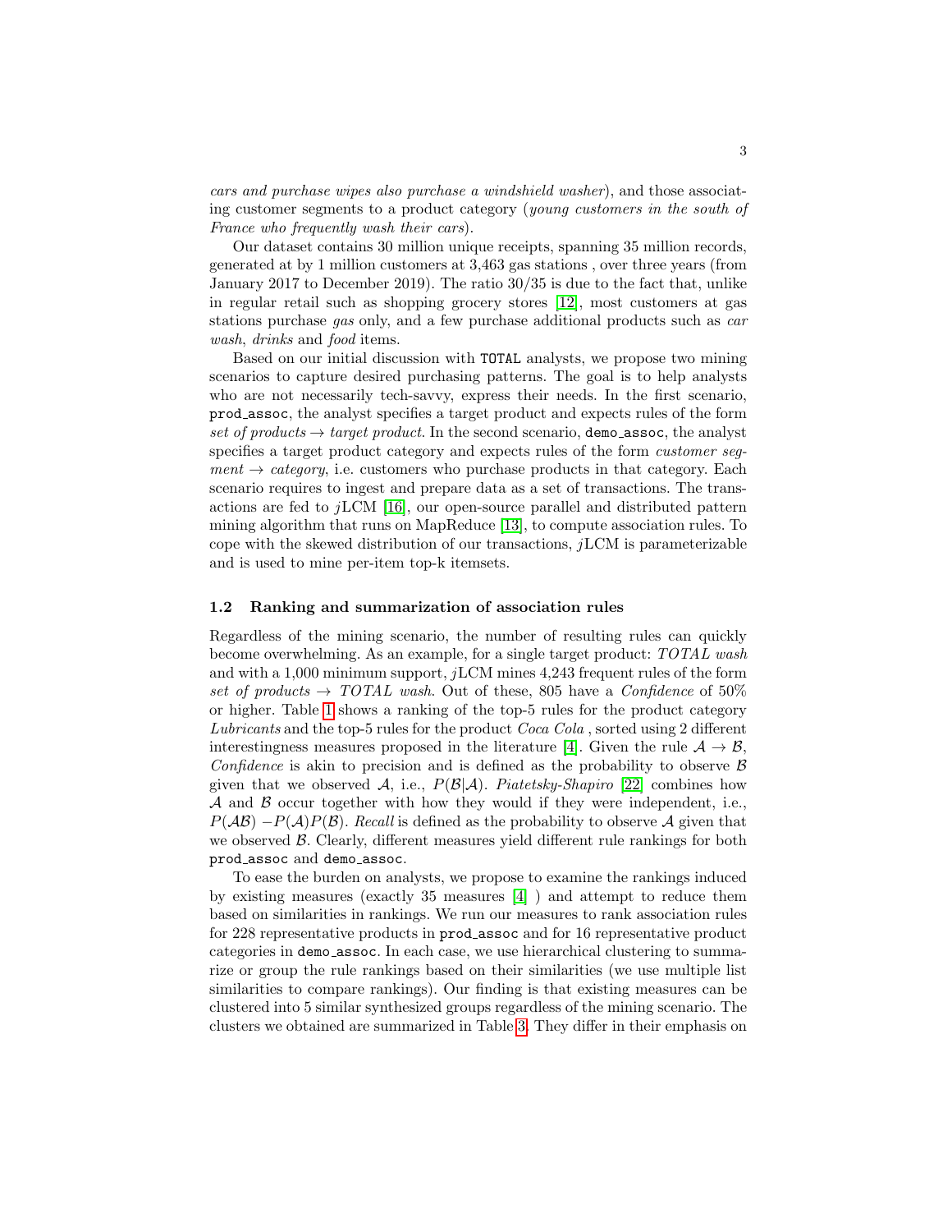*cars and purchase wipes also purchase a windshield washer*), and those associating customer segments to a product category (*young customers in the south of France who frequently wash their cars*).

Our dataset contains 30 million unique receipts, spanning 35 million records, generated at by 1 million customers at 3,463 gas stations , over three years (from January 2017 to December 2019). The ratio 30/35 is due to the fact that, unlike in regular retail such as shopping grocery stores [12], most customers at gas stations purchase *gas* only, and a few purchase additional products such as *car wash*, *drinks* and *food* items.

Based on our initial discussion with `TOTAL` analysts, we propose two mining scenarios to capture desired purchasing patterns. The goal is to help analysts who are not necessarily tech-savvy, express their needs. In the first scenario, `prod_assoc`, the analyst specifies a target product and expects rules of the form *set of products* $\rightarrow$ *target product*. In the second scenario, `demo_assoc`, the analyst specifies a target product category and expects rules of the form *customer segment* $\rightarrow$ *category*, i.e. customers who purchase products in that category. Each scenario requires to ingest and prepare data as a set of transactions. The transactions are fed to $j$LCM [16], our open-source parallel and distributed pattern mining algorithm that runs on MapReduce [13], to compute association rules. To cope with the skewed distribution of our transactions, $j$LCM is parameterizable and is used to mine per-item top-k itemsets.

### 1.2 Ranking and summarization of association rules

Regardless of the mining scenario, the number of resulting rules can quickly become overwhelming. As an example, for a single target product: *TOTAL wash* and with a 1,000 minimum support, $j$LCM mines 4,243 frequent rules of the form *set of products* $\rightarrow$ *TOTAL wash*. Out of these, 805 have a *Confidence* of 50% or higher. Table 1 shows a ranking of the top-5 rules for the product category *Lubricants* and the top-5 rules for the product *Coca Cola* , sorted using 2 different interestingness measures proposed in the literature [4]. Given the rule $\mathcal{A} \rightarrow \mathcal{B}$, *Confidence* is akin to precision and is defined as the probability to observe $\mathcal{B}$ given that we observed $\mathcal{A}$, i.e., $P(\mathcal{B}|\mathcal{A})$. *Piatetsky-Shapiro* [22] combines how $\mathcal{A}$ and $\mathcal{B}$ occur together with how they would if they were independent, i.e., $P(\mathcal{AB}) - P(\mathcal{A})P(\mathcal{B})$. *Recall* is defined as the probability to observe $\mathcal{A}$ given that we observed $\mathcal{B}$. Clearly, different measures yield different rule rankings for both `prod_assoc` and `demo_assoc`.

To ease the burden on analysts, we propose to examine the rankings induced by existing measures (exactly 35 measures [4] ) and attempt to reduce them based on similarities in rankings. We run our measures to rank association rules for 228 representative products in `prod_assoc` and for 16 representative product categories in `demo_assoc`. In each case, we use hierarchical clustering to summarize or group the rule rankings based on their similarities (we use multiple list similarities to compare rankings). Our finding is that existing measures can be clustered into 5 similar synthesized groups regardless of the mining scenario. The clusters we obtained are summarized in Table 3. They differ in their emphasis on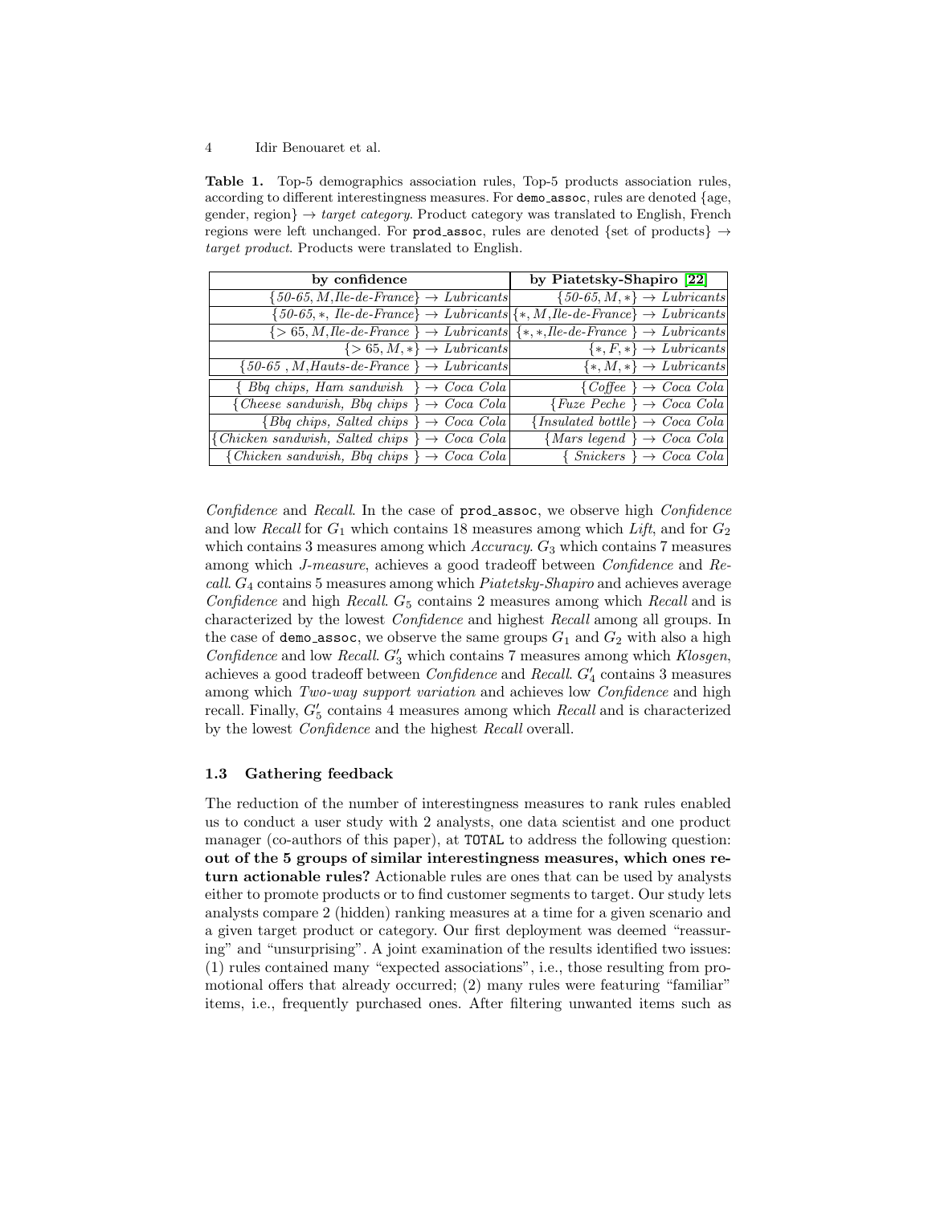**Table 1.** Top-5 demographics association rules, Top-5 products association rules, according to different interestingness measures. For `demo_assoc`, rules are denoted {age, gender, region} → *target category*. Product category was translated to English, French regions were left unchanged. For `prod_assoc`, rules are denoted {set of products} → *target product*. Products were translated to English.

| by confidence | by Piatetsky-Shapiro [22] |
|---|---|
| {*50-65, M, Ile-de-France*} → *Lubricants* | {*50-65, M*, $*$} → *Lubricants* |
| {*50-65*, $*$, *Ile-de-France*} → *Lubricants* | {$*$, *M, Ile-de-France*} → *Lubricants* |
| {$> 65$, *M, Ile-de-France* } → *Lubricants* | {$*, *$, *Ile-de-France* } → *Lubricants* |
| {$> 65$, *M*, $*$} → *Lubricants* | {$*$, *F*, $*$} → *Lubricants* |
| {*50-65* , *M, Hauts-de-France* } → *Lubricants* | {$*$, *M*, $*$} → *Lubricants* |
| { *Bbq chips, Ham sandwish* } → *Coca Cola* | {*Coffee* } → *Coca Cola* |
| {*Cheese sandwish, Bbq chips* } → *Coca Cola* | {*Fuze Peche* } → *Coca Cola* |
| {*Bbq chips, Salted chips* } → *Coca Cola* | {*Insulated bottle*} → *Coca Cola* |
| {*Chicken sandwish, Salted chips* } → *Coca Cola* | {*Mars legend* } → *Coca Cola* |
| {*Chicken sandwish, Bbq chips* } → *Coca Cola* | { *Snickers* } → *Coca Cola* |

*Confidence* and *Recall*. In the case of `prod_assoc`, we observe high *Confidence* and low *Recall* for $G_1$ which contains 18 measures among which *Lift*, and for $G_2$ which contains 3 measures among which *Accuracy*. $G_3$ which contains 7 measures among which *J-measure*, achieves a good tradeoff between *Confidence* and *Recall*. $G_4$ contains 5 measures among which *Piatetsky-Shapiro* and achieves average *Confidence* and high *Recall*. $G_5$ contains 2 measures among which *Recall* and is characterized by the lowest *Confidence* and highest *Recall* among all groups. In the case of `demo_assoc`, we observe the same groups $G_1$ and $G_2$ with also a high *Confidence* and low *Recall*. $G'_3$ which contains 7 measures among which *Klosgen*, achieves a good tradeoff between *Confidence* and *Recall*. $G'_4$ contains 3 measures among which *Two-way support variation* and achieves low *Confidence* and high recall. Finally, $G'_5$ contains 4 measures among which *Recall* and is characterized by the lowest *Confidence* and the highest *Recall* overall.

### 1.3 Gathering feedback

The reduction of the number of interestingness measures to rank rules enabled us to conduct a user study with 2 analysts, one data scientist and one product manager (co-authors of this paper), at `TOTAL` to address the following question: **out of the 5 groups of similar interestingness measures, which ones return actionable rules?** Actionable rules are ones that can be used by analysts either to promote products or to find customer segments to target. Our study lets analysts compare 2 (hidden) ranking measures at a time for a given scenario and a given target product or category. Our first deployment was deemed "reassuring" and "unsurprising". A joint examination of the results identified two issues: (1) rules contained many "expected associations", i.e., those resulting from promotional offers that already occurred; (2) many rules were featuring "familiar" items, i.e., frequently purchased ones. After filtering unwanted items such as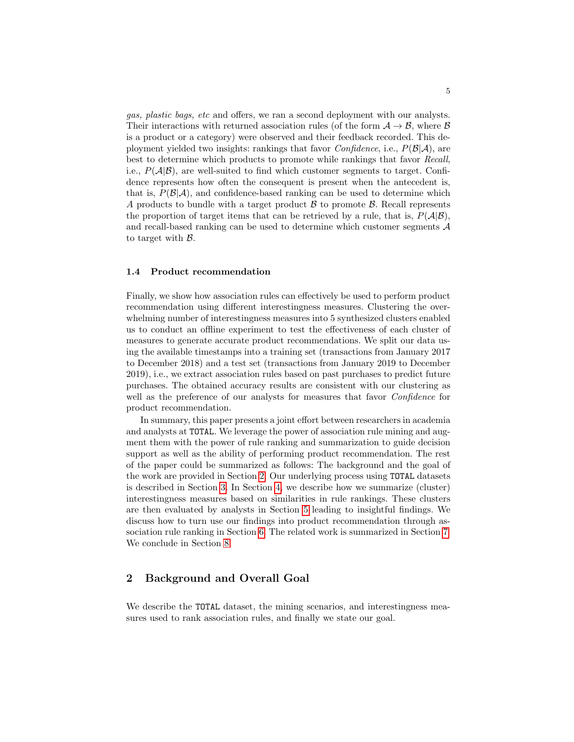*gas, plastic bags, etc* and offers, we ran a second deployment with our analysts. Their interactions with returned association rules (of the form $\mathcal{A} \rightarrow \mathcal{B}$, where $\mathcal{B}$ is a product or a category) were observed and their feedback recorded. This deployment yielded two insights: rankings that favor *Confidence*, i.e., $P(\mathcal{B}|\mathcal{A})$, are best to determine which products to promote while rankings that favor *Recall*, i.e., $P(\mathcal{A}|\mathcal{B})$, are well-suited to find which customer segments to target. Confidence represents how often the consequent is present when the antecedent is, that is, $P(\mathcal{B}|\mathcal{A})$, and confidence-based ranking can be used to determine which $A$ products to bundle with a target product $\mathcal{B}$ to promote $\mathcal{B}$. Recall represents the proportion of target items that can be retrieved by a rule, that is, $P(\mathcal{A}|\mathcal{B})$, and recall-based ranking can be used to determine which customer segments $\mathcal{A}$ to target with $\mathcal{B}$.

### 1.4 Product recommendation

Finally, we show how association rules can effectively be used to perform product recommendation using different interestingness measures. Clustering the overwhelming number of interestingness measures into 5 synthesized clusters enabled us to conduct an offline experiment to test the effectiveness of each cluster of measures to generate accurate product recommendations. We split our data using the available timestamps into a training set (transactions from January 2017 to December 2018) and a test set (transactions from January 2019 to December 2019), i.e., we extract association rules based on past purchases to predict future purchases. The obtained accuracy results are consistent with our clustering as well as the preference of our analysts for measures that favor *Confidence* for product recommendation.

In summary, this paper presents a joint effort between researchers in academia and analysts at `TOTAL`. We leverage the power of association rule mining and augment them with the power of rule ranking and summarization to guide decision support as well as the ability of performing product recommendation. The rest of the paper could be summarized as follows: The background and the goal of the work are provided in Section 2. Our underlying process using `TOTAL` datasets is described in Section 3. In Section 4, we describe how we summarize (cluster) interestingness measures based on similarities in rule rankings. These clusters are then evaluated by analysts in Section 5 leading to insightful findings. We discuss how to turn use our findings into product recommendation through association rule ranking in Section 6. The related work is summarized in Section 7. We conclude in Section 8.

## 2 Background and Overall Goal

We describe the `TOTAL` dataset, the mining scenarios, and interestingness measures used to rank association rules, and finally we state our goal.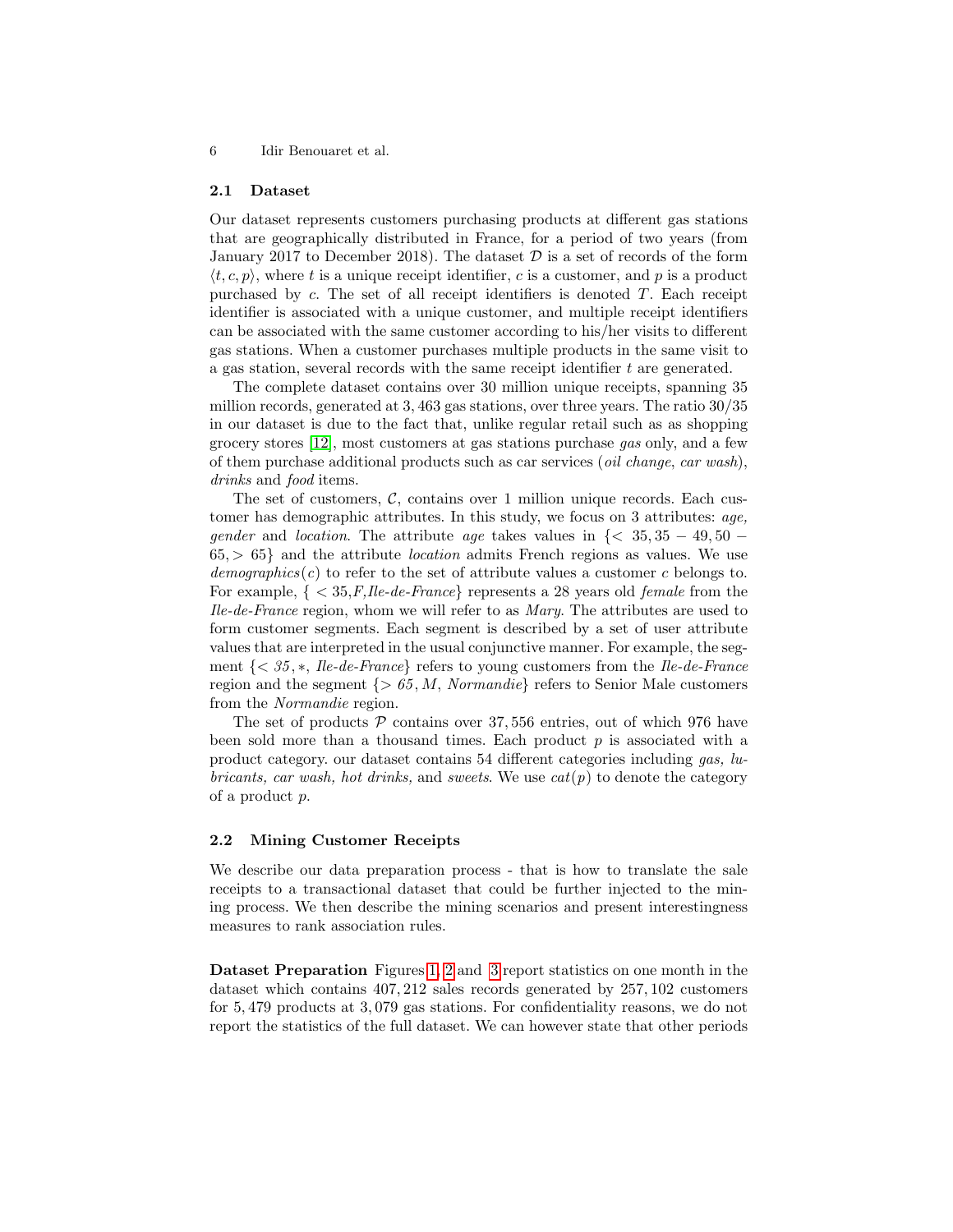### 2.1 Dataset

Our dataset represents customers purchasing products at different gas stations that are geographically distributed in France, for a period of two years (from January 2017 to December 2018). The dataset $\mathcal{D}$ is a set of records of the form $\langle t, c, p \rangle$, where $t$ is a unique receipt identifier, $c$ is a customer, and $p$ is a product purchased by $c$. The set of all receipt identifiers is denoted $T$. Each receipt identifier is associated with a unique customer, and multiple receipt identifiers can be associated with the same customer according to his/her visits to different gas stations. When a customer purchases multiple products in the same visit to a gas station, several records with the same receipt identifier $t$ are generated.

The complete dataset contains over 30 million unique receipts, spanning 35 million records, generated at 3,463 gas stations, over three years. The ratio 30/35 in our dataset is due to the fact that, unlike regular retail such as as shopping grocery stores [12], most customers at gas stations purchase *gas* only, and a few of them purchase additional products such as car services (*oil change*, *car wash*), *drinks* and *food* items.

The set of customers, $\mathcal{C}$, contains over 1 million unique records. Each customer has demographic attributes. In this study, we focus on 3 attributes: *age, gender* and *location*. The attribute *age* takes values in $\{< 35, 35-49, 50-65, > 65\}$ and the attribute *location* admits French regions as values. We use *demographics*$(c)$ to refer to the set of attribute values a customer $c$ belongs to. For example, $\{< 35$,*F*,*Ile-de-France*$\}$ represents a 28 years old *female* from the *Ile-de-France* region, whom we will refer to as *Mary*. The attributes are used to form customer segments. Each segment is described by a set of user attribute values that are interpreted in the usual conjunctive manner. For example, the segment $\{< 35, *,$ *Ile-de-France*$\}$ refers to young customers from the *Ile-de-France* region and the segment $\{> 65, M,$ *Normandie*$\}$ refers to Senior Male customers from the *Normandie* region.

The set of products $\mathcal{P}$ contains over 37,556 entries, out of which 976 have been sold more than a thousand times. Each product $p$ is associated with a product category. our dataset contains 54 different categories including *gas, lubricants, car wash, hot drinks,* and *sweets*. We use $cat(p)$ to denote the category of a product $p$.

### 2.2 Mining Customer Receipts

We describe our data preparation process - that is how to translate the sale receipts to a transactional dataset that could be further injected to the mining process. We then describe the mining scenarios and present interestingness measures to rank association rules.

**Dataset Preparation** Figures 1, 2 and 3 report statistics on one month in the dataset which contains 407,212 sales records generated by 257,102 customers for 5,479 products at 3,079 gas stations. For confidentiality reasons, we do not report the statistics of the full dataset. We can however state that other periods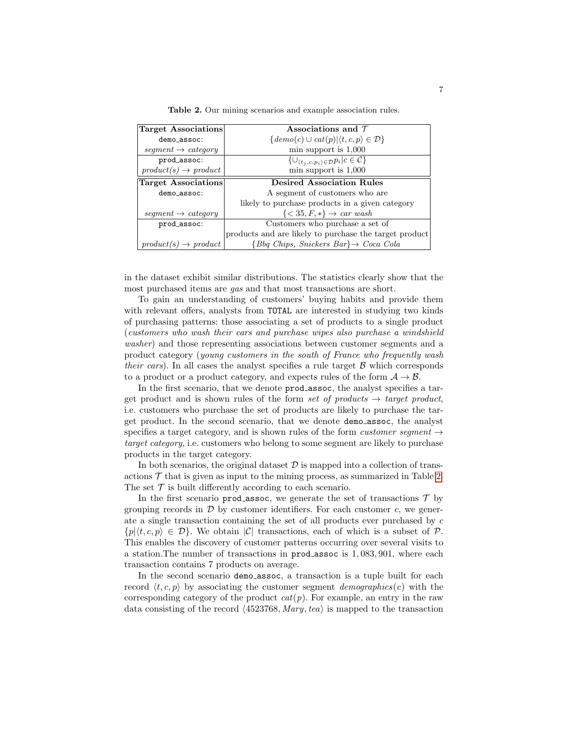**Table 2.** Our mining scenarios and example association rules.

| **Target Associations** | **Associations and $\mathcal{T}$** |
|---|---|
| `demo_assoc`: | $\{demo(c) \cup cat(p) \mid \langle t, c, p\rangle \in \mathcal{D}\}$ |
| *segment* $\rightarrow$ *category* | min support is 1,000 |
| `prod_assoc`: | $\{\cup_{\langle t_j, c, p_i\rangle \in \mathcal{D}} p_i \mid c \in \mathcal{C}\}$ |
| *product(s)* $\rightarrow$ *product* | min support is 1,000 |
| **Target Associations** | **Desired Association Rules** |
| `demo_assoc`: | A segment of customers who are likely to purchase products in a given category |
| *segment* $\rightarrow$ *category* | $\{< 35, F, *\} \rightarrow$ *car wash* |
| `prod_assoc`: | Customers who purchase a set of products and are likely to purchase the target product |
| *product(s)* $\rightarrow$ *product* | {*Bbq Chips, Snickers Bar*}$\rightarrow$ *Coca Cola* |

in the dataset exhibit similar distributions. The statistics clearly show that the most purchased items are *gas* and that most transactions are short.

To gain an understanding of customers' buying habits and provide them with relevant offers, analysts from `TOTAL` are interested in studying two kinds of purchasing patterns: those associating a set of products to a single product (*customers who wash their cars and purchase wipes also purchase a windshield washer*) and those representing associations between customer segments and a product category (*young customers in the south of France who frequently wash their cars*). In all cases the analyst specifies a rule target $\mathcal{B}$ which corresponds to a product or a product category, and expects rules of the form $\mathcal{A} \rightarrow \mathcal{B}$.

In the first scenario, that we denote `prod_assoc`, the analyst specifies a target product and is shown rules of the form *set of products* $\rightarrow$ *target product*, i.e. customers who purchase the set of products are likely to purchase the target product. In the second scenario, that we denote `demo_assoc`, the analyst specifies a target category, and is shown rules of the form *customer segment* $\rightarrow$ *target category*, i.e. customers who belong to some segment are likely to purchase products in the target category.

In both scenarios, the original dataset $\mathcal{D}$ is mapped into a collection of transactions $\mathcal{T}$ that is given as input to the mining process, as summarized in Table 2. The set $\mathcal{T}$ is built differently according to each scenario.

In the first scenario `prod_assoc`, we generate the set of transactions $\mathcal{T}$ by grouping records in $\mathcal{D}$ by customer identifiers. For each customer $c$, we generate a single transaction containing the set of all products ever purchased by $c$ $\{p \mid \langle t, c, p\rangle \in \mathcal{D}\}$. We obtain $|\mathcal{C}|$ transactions, each of which is a subset of $\mathcal{P}$. This enables the discovery of customer patterns occurring over several visits to a station.The number of transactions in `prod_assoc` is $1,083,901$, where each transaction contains 7 products on average.

In the second scenario `demo_assoc`, a transaction is a tuple built for each record $\langle t, c, p\rangle$ by associating the customer segment $demographics(c)$ with the corresponding category of the product $cat(p)$. For example, an entry in the raw data consisting of the record $\langle 4523768, Mary, tea\rangle$ is mapped to the transaction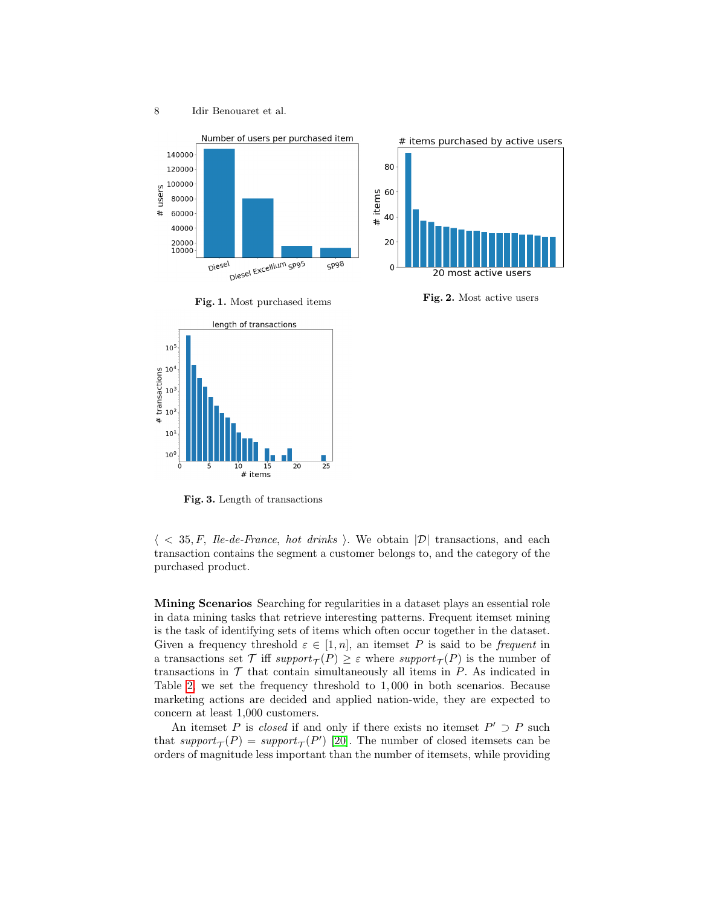**Fig. 1.** Most purchased items

**Fig. 2.** Most active users

**Fig. 3.** Length of transactions

$\langle < 35, F,$ *Ile-de-France*, *hot drinks* $\rangle$. We obtain $|\mathcal{D}|$ transactions, and each transaction contains the segment a customer belongs to, and the category of the purchased product.

**Mining Scenarios** Searching for regularities in a dataset plays an essential role in data mining tasks that retrieve interesting patterns. Frequent itemset mining is the task of identifying sets of items which often occur together in the dataset. Given a frequency threshold $\varepsilon \in [1, n]$, an itemset $P$ is said to be *frequent* in a transactions set $\mathcal{T}$ iff $support_{\mathcal{T}}(P) \geq \varepsilon$ where $support_{\mathcal{T}}(P)$ is the number of transactions in $\mathcal{T}$ that contain simultaneously all items in $P$. As indicated in Table 2, we set the frequency threshold to 1,000 in both scenarios. Because marketing actions are decided and applied nation-wide, they are expected to concern at least 1,000 customers.

An itemset $P$ is *closed* if and only if there exists no itemset $P' \supset P$ such that $support_{\mathcal{T}}(P) = support_{\mathcal{T}}(P')$ [20]. The number of closed itemsets can be orders of magnitude less important than the number of itemsets, while providing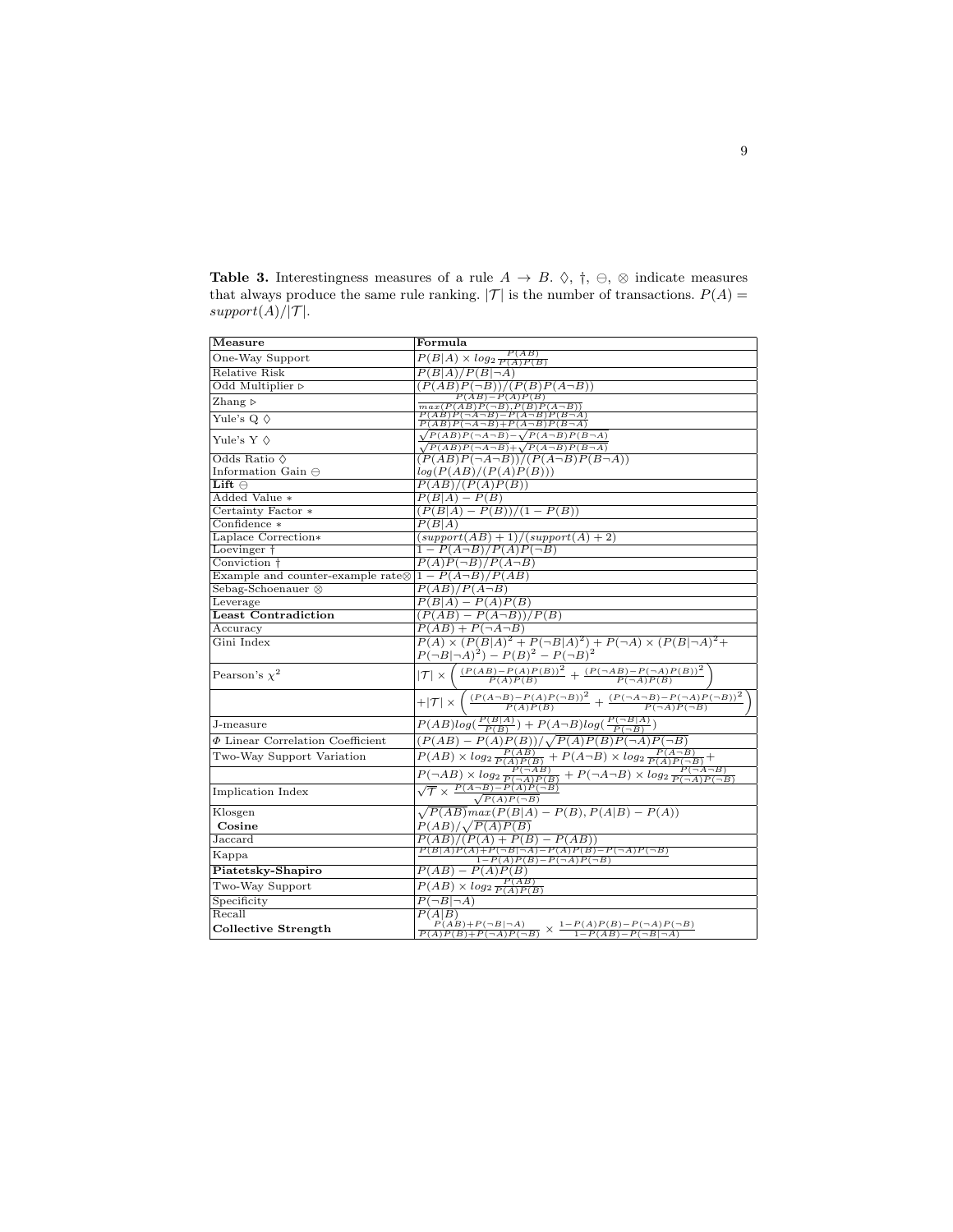**Table 3.** Interestingness measures of a rule $A \rightarrow B$. $\Diamond$, $\dagger$, $\ominus$, $\otimes$ indicate measures that always produce the same rule ranking. $|\mathcal{T}|$ is the number of transactions. $P(A) = support(A)/|\mathcal{T}|$.

| **Measure** | **Formula** |
|---|---|
| One-Way Support | $P(B\|A) \times log_2 \frac{P(AB)}{P(A)P(B)}$ |
| Relative Risk | $P(B\|A)/P(B\|\neg A)$ |
| Odd Multiplier $\triangleright$ | $(P(AB)P(\neg B))/(P(B)P(A\neg B))$ |
| Zhang $\triangleright$ | $\frac{P(AB)-P(A)P(B)}{max(P(AB)P(\neg B), P(B)P(A\neg B))}$ |
| Yule's Q $\Diamond$ | $\frac{P(AB)P(\neg A\neg B)-P(A\neg B)P(B\neg A)}{P(AB)P(\neg A\neg B)+P(A\neg B)P(B\neg A)}$ |
| Yule's Y $\Diamond$ | $\frac{\sqrt{P(AB)P(\neg A\neg B)}-\sqrt{P(A\neg B)P(B\neg A)}}{\sqrt{P(AB)P(\neg A\neg B)}+\sqrt{P(A\neg B)P(B\neg A)}}$ |
| Odds Ratio $\Diamond$ | $(P(AB)P(\neg A\neg B))/(P(A\neg B)P(B\neg A))$ |
| Information Gain $\ominus$ | $log(P(AB)/(P(A)P(B)))$ |
| **Lift** $\ominus$ | $P(AB)/(P(A)P(B))$ |
| Added Value * | $P(B\|A) - P(B)$ |
| Certainty Factor * | $(P(B\|A) - P(B))/(1 - P(B))$ |
| Confidence * | $P(B\|A)$ |
| Laplace Correction* | $(support(AB) + 1)/(support(A) + 2)$ |
| Loevinger $\dagger$ | $1 - P(A\neg B)/P(A)P(\neg B)$ |
| Conviction $\dagger$ | $P(A)P(\neg B)/P(A\neg B)$ |
| Example and counter-example rate$\otimes$ | $1 - P(A\neg B)/P(AB)$ |
| Sebag-Schoenauer $\otimes$ | $P(AB)/P(A\neg B)$ |
| Leverage | $P(B\|A) - P(A)P(B)$ |
| **Least Contradiction** | $(P(AB) - P(A\neg B))/P(B)$ |
| Accuracy | $P(AB) + P(\neg A\neg B)$ |
| Gini Index | $P(A) \times (P(B\|A)^2 + P(\neg B\|A)^2) + P(\neg A) \times (P(B\|\neg A)^2 + P(\neg B\|\neg A)^2) - P(B)^2 - P(\neg B)^2$ |
| Pearson's $\chi^2$ | $\|\mathcal{T}\| \times \left( \frac{(P(AB)-P(A)P(B))^2}{P(A)P(B)} + \frac{(P(\neg AB)-P(\neg A)P(B))^2}{P(\neg A)P(B)} \right)$ |
| | $+\|\mathcal{T}\| \times \left( \frac{(P(A\neg B)-P(A)P(\neg B))^2}{P(A)P(B)} + \frac{(P(\neg A\neg B)-P(\neg A)P(\neg B))^2}{P(\neg A)P(\neg B)} \right)$ |
| J-measure | $P(AB)log(\frac{P(B\|A)}{P(B)}) + P(A\neg B)log(\frac{P(\neg B\|A)}{P(\neg B)})$ |
| $\Phi$ Linear Correlation Coefficient | $(P(AB) - P(A)P(B))/\sqrt{P(A)P(B)P(\neg A)P(\neg B)}$ |
| Two-Way Support Variation | $P(AB) \times log_2 \frac{P(AB)}{P(A)P(B)} + P(A\neg B) \times log_2 \frac{P(A\neg B)}{P(A)P(\neg B)} +$ |
| | $P(\neg AB) \times log_2 \frac{P(\neg AB)}{P(\neg A)P(B)} + P(\neg A\neg B) \times log_2 \frac{P(\neg A\neg B)}{P(\neg A)P(\neg B)}$ |
| Implication Index | $\sqrt{\mathcal{T}} \times \frac{P(A\neg B)-P(A)P(\neg B)}{\sqrt{P(A)P(\neg B)}}$ |
| Klosgen | $\sqrt{P(AB)}max(P(B\|A) - P(B), P(A\|B) - P(A))$ |
| **Cosine** | $P(AB)/\sqrt{P(A)P(B)}$ |
| Jaccard | $P(AB)/(P(A) + P(B) - P(AB))$ |
| Kappa | $\frac{P(B\|A)P(A)+P(\neg B\|\neg A)-P(A)P(B)-P(\neg A)P(\neg B)}{1-P(A)P(B)-P(\neg A)P(\neg B)}$ |
| **Piatetsky-Shapiro** | $P(AB) - P(A)P(B)$ |
| Two-Way Support | $P(AB) \times log_2 \frac{P(AB)}{P(A)P(B)}$ |
| Specificity | $P(\neg B\|\neg A)$ |
| Recall | $P(A\|B)$ |
| **Collective Strength** | $\frac{P(AB)+P(\neg B\|\neg A)}{P(A)P(B)+P(\neg A)P(\neg B)} \times \frac{1-P(A)P(B)-P(\neg A)P(\neg B)}{1-P(AB)-P(\neg B\|\neg A)}$ |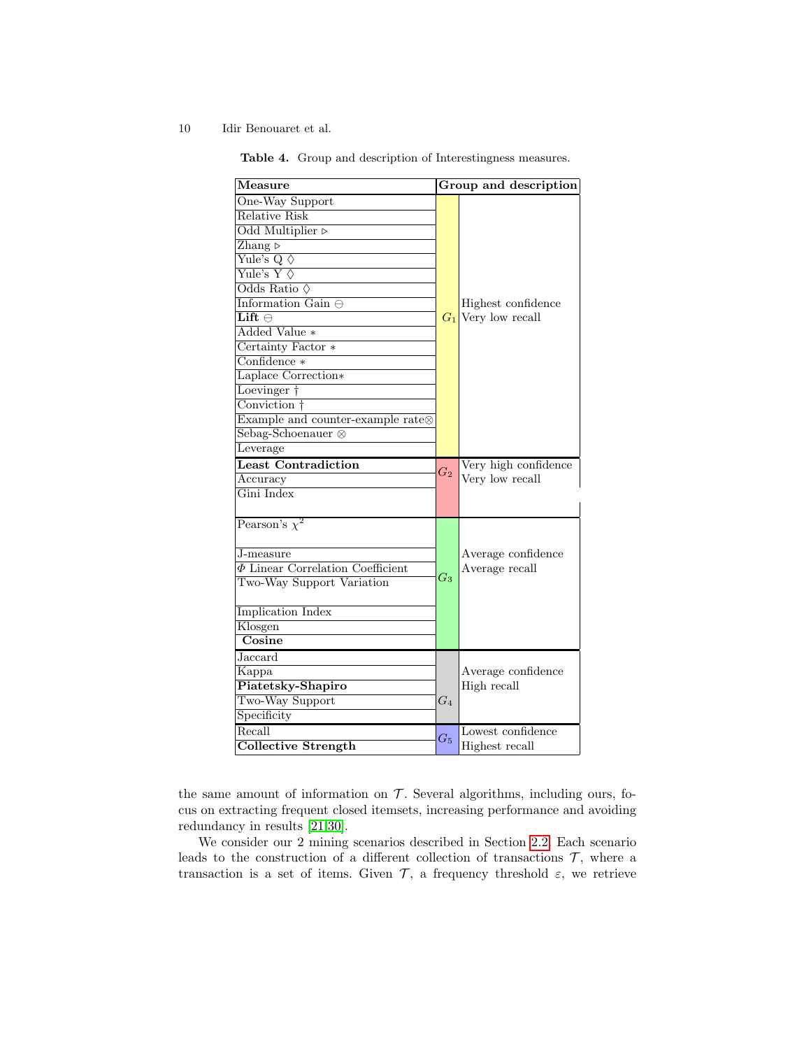**Table 4.** Group and description of Interestingness measures.

| **Measure** | **Group and description** | |
|---|---|---|
| One-Way Support | $G_1$ | Highest confidence Very low recall |
| Relative Risk | | |
| Odd Multiplier ▷ | | |
| Zhang ▷ | | |
| Yule's Q ◊ | | |
| Yule's Y ◊ | | |
| Odds Ratio ◊ | | |
| Information Gain ⊖ | | |
| **Lift** ⊖ | | |
| Added Value ∗ | | |
| Certainty Factor ∗ | | |
| Confidence ∗ | | |
| Laplace Correction∗ | | |
| Loevinger † | | |
| Conviction † | | |
| Example and counter-example rate⊗ | | |
| Sebag-Schoenauer ⊗ | | |
| Leverage | | |
| **Least Contradiction** | $G_2$ | Very high confidence Very low recall |
| Accuracy | | |
| Gini Index | | |
| Pearson's $\chi^2$ | $G_3$ | Average confidence Average recall |
| J-measure | | |
| $\Phi$ Linear Correlation Coefficient | | |
| Two-Way Support Variation | | |
| Implication Index | | |
| Klosgen | | |
| **Cosine** | | |
| Jaccard | $G_4$ | Average confidence High recall |
| Kappa | | |
| **Piatetsky-Shapiro** | | |
| Two-Way Support | | |
| Specificity | | |
| Recall | $G_5$ | Lowest confidence Highest recall |
| **Collective Strength** | | |

the same amount of information on $\mathcal{T}$. Several algorithms, including ours, focus on extracting frequent closed itemsets, increasing performance and avoiding redundancy in results [21,30].

We consider our 2 mining scenarios described in Section 2.2. Each scenario leads to the construction of a different collection of transactions $\mathcal{T}$, where a transaction is a set of items. Given $\mathcal{T}$, a frequency threshold $\varepsilon$, we retrieve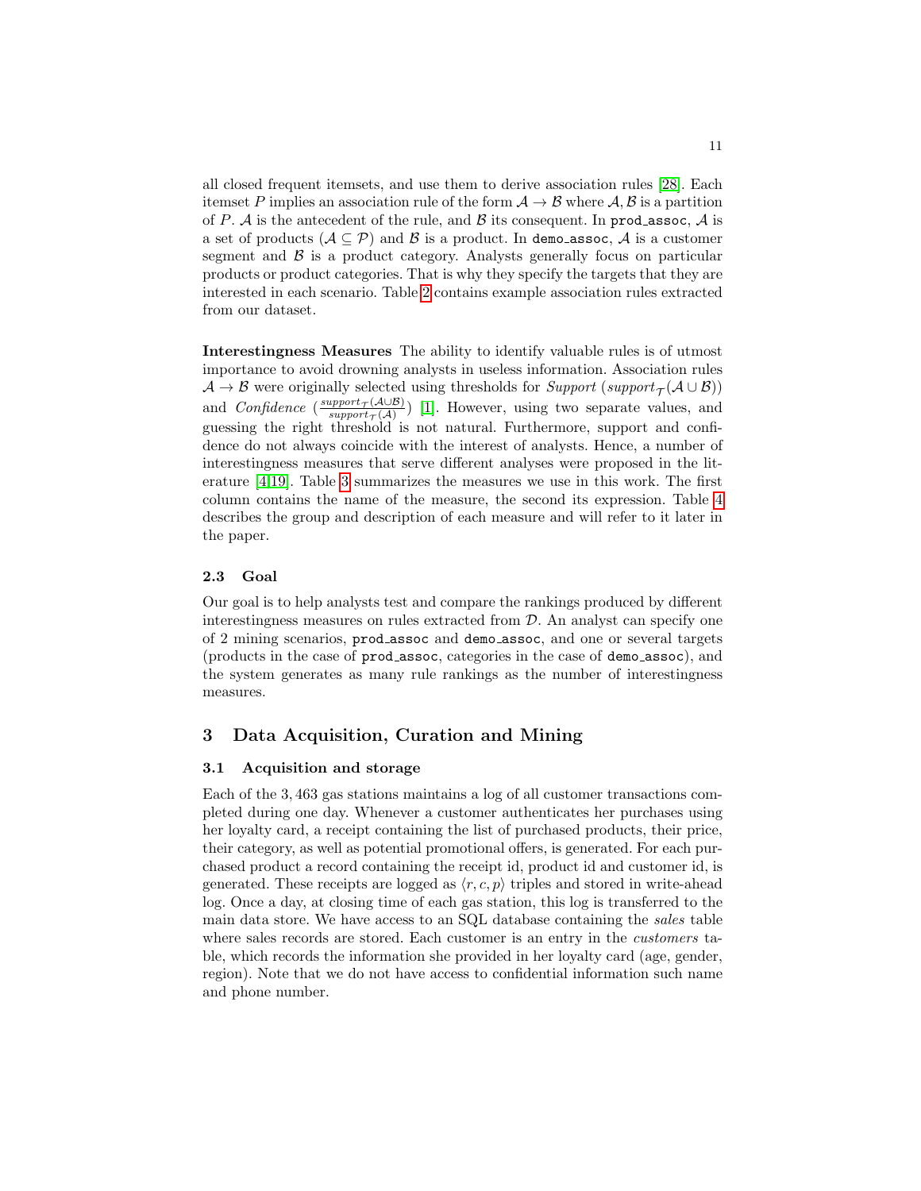all closed frequent itemsets, and use them to derive association rules [28]. Each itemset $P$ implies an association rule of the form $\mathcal{A} \rightarrow \mathcal{B}$ where $\mathcal{A}, \mathcal{B}$ is a partition of $P$. $\mathcal{A}$ is the antecedent of the rule, and $\mathcal{B}$ its consequent. In `prod_assoc`, $\mathcal{A}$ is a set of products ($\mathcal{A} \subseteq \mathcal{P}$) and $\mathcal{B}$ is a product. In `demo_assoc`, $\mathcal{A}$ is a customer segment and $\mathcal{B}$ is a product category. Analysts generally focus on particular products or product categories. That is why they specify the targets that they are interested in each scenario. Table 2 contains example association rules extracted from our dataset.

**Interestingness Measures** The ability to identify valuable rules is of utmost importance to avoid drowning analysts in useless information. Association rules $\mathcal{A} \rightarrow \mathcal{B}$ were originally selected using thresholds for *Support* ($support_{\mathcal{T}}(\mathcal{A} \cup \mathcal{B})$) and *Confidence* ($\frac{support_{\mathcal{T}}(\mathcal{A} \cup \mathcal{B})}{support_{\mathcal{T}}(\mathcal{A})}$) [1]. However, using two separate values, and guessing the right threshold is not natural. Furthermore, support and confidence do not always coincide with the interest of analysts. Hence, a number of interestingness measures that serve different analyses were proposed in the literature [4,19]. Table 3 summarizes the measures we use in this work. The first column contains the name of the measure, the second its expression. Table 4 describes the group and description of each measure and will refer to it later in the paper.

### 2.3 Goal

Our goal is to help analysts test and compare the rankings produced by different interestingness measures on rules extracted from $\mathcal{D}$. An analyst can specify one of 2 mining scenarios, `prod_assoc` and `demo_assoc`, and one or several targets (products in the case of `prod_assoc`, categories in the case of `demo_assoc`), and the system generates as many rule rankings as the number of interestingness measures.

## 3 Data Acquisition, Curation and Mining

### 3.1 Acquisition and storage

Each of the 3,463 gas stations maintains a log of all customer transactions completed during one day. Whenever a customer authenticates her purchases using her loyalty card, a receipt containing the list of purchased products, their price, their category, as well as potential promotional offers, is generated. For each purchased product a record containing the receipt id, product id and customer id, is generated. These receipts are logged as $\langle r, c, p \rangle$ triples and stored in write-ahead log. Once a day, at closing time of each gas station, this log is transferred to the main data store. We have access to an SQL database containing the *sales* table where sales records are stored. Each customer is an entry in the *customers* table, which records the information she provided in her loyalty card (age, gender, region). Note that we do not have access to confidential information such name and phone number.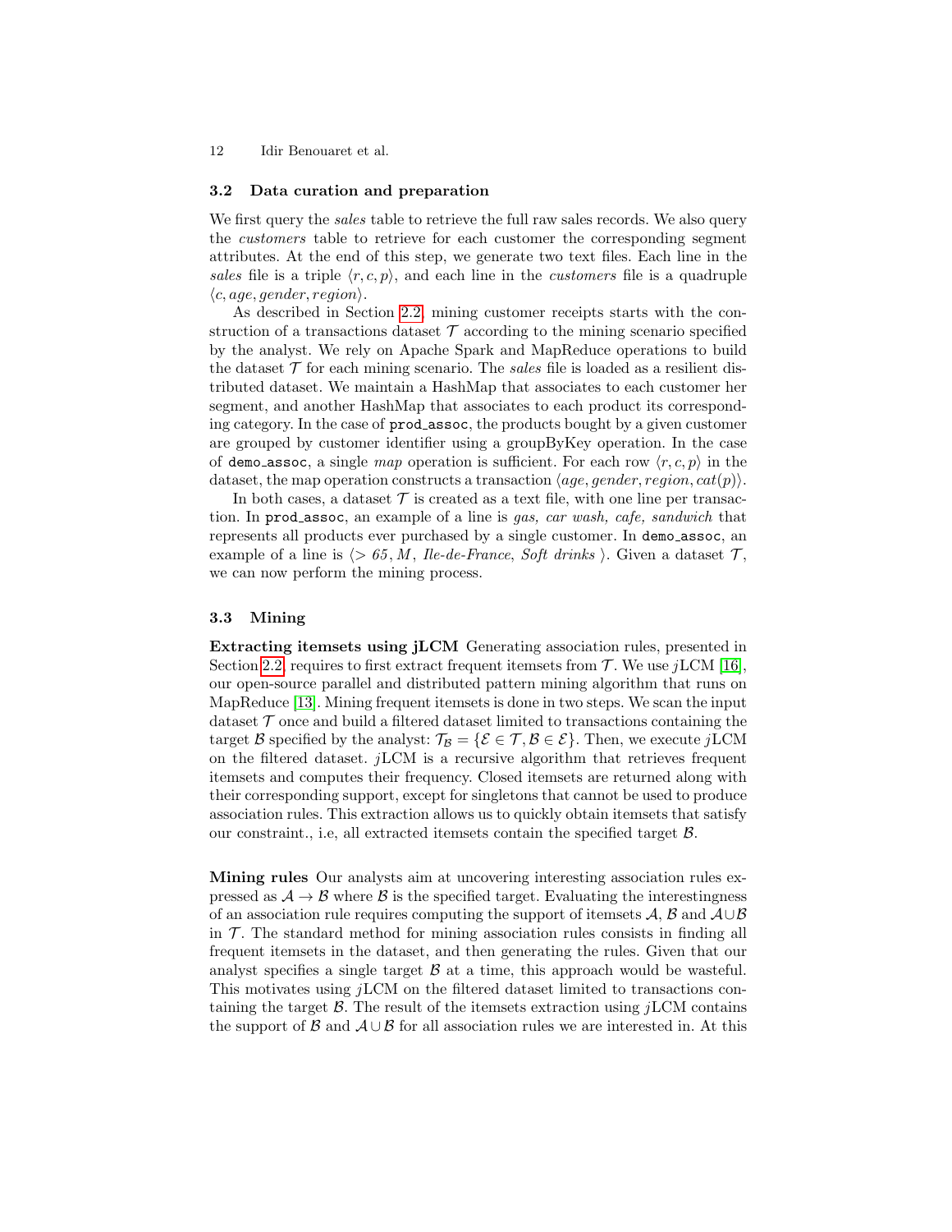### 3.2 Data curation and preparation

We first query the *sales* table to retrieve the full raw sales records. We also query the *customers* table to retrieve for each customer the corresponding segment attributes. At the end of this step, we generate two text files. Each line in the *sales* file is a triple $\langle r, c, p \rangle$, and each line in the *customers* file is a quadruple $\langle c, age, gender, region \rangle$.

As described in Section 2.2, mining customer receipts starts with the construction of a transactions dataset $\mathcal{T}$ according to the mining scenario specified by the analyst. We rely on Apache Spark and MapReduce operations to build the dataset $\mathcal{T}$ for each mining scenario. The *sales* file is loaded as a resilient distributed dataset. We maintain a HashMap that associates to each customer her segment, and another HashMap that associates to each product its corresponding category. In the case of `prod_assoc`, the products bought by a given customer are grouped by customer identifier using a groupByKey operation. In the case of `demo_assoc`, a single *map* operation is sufficient. For each row $\langle r, c, p \rangle$ in the dataset, the map operation constructs a transaction $\langle age, gender, region, cat(p) \rangle$.

In both cases, a dataset $\mathcal{T}$ is created as a text file, with one line per transaction. In `prod_assoc`, an example of a line is *gas, car wash, cafe, sandwich* that represents all products ever purchased by a single customer. In `demo_assoc`, an example of a line is $\langle$> *65*, *M*, *Ile-de-France*, *Soft drinks* $\rangle$. Given a dataset $\mathcal{T}$, we can now perform the mining process.

### 3.3 Mining

**Extracting itemsets using jLCM** Generating association rules, presented in Section 2.2, requires to first extract frequent itemsets from $\mathcal{T}$. We use $j$LCM [16], our open-source parallel and distributed pattern mining algorithm that runs on MapReduce [13]. Mining frequent itemsets is done in two steps. We scan the input dataset $\mathcal{T}$ once and build a filtered dataset limited to transactions containing the target $\mathcal{B}$ specified by the analyst: $\mathcal{T}_{\mathcal{B}} = \{\mathcal{E} \in \mathcal{T}, \mathcal{B} \in \mathcal{E}\}$. Then, we execute $j$LCM on the filtered dataset. $j$LCM is a recursive algorithm that retrieves frequent itemsets and computes their frequency. Closed itemsets are returned along with their corresponding support, except for singletons that cannot be used to produce association rules. This extraction allows us to quickly obtain itemsets that satisfy our constraint., i.e, all extracted itemsets contain the specified target $\mathcal{B}$.

**Mining rules** Our analysts aim at uncovering interesting association rules expressed as $\mathcal{A} \rightarrow \mathcal{B}$ where $\mathcal{B}$ is the specified target. Evaluating the interestingness of an association rule requires computing the support of itemsets $\mathcal{A}$, $\mathcal{B}$ and $\mathcal{A} \cup \mathcal{B}$ in $\mathcal{T}$. The standard method for mining association rules consists in finding all frequent itemsets in the dataset, and then generating the rules. Given that our analyst specifies a single target $\mathcal{B}$ at a time, this approach would be wasteful. This motivates using $j$LCM on the filtered dataset limited to transactions containing the target $\mathcal{B}$. The result of the itemsets extraction using $j$LCM contains the support of $\mathcal{B}$ and $\mathcal{A} \cup \mathcal{B}$ for all association rules we are interested in. At this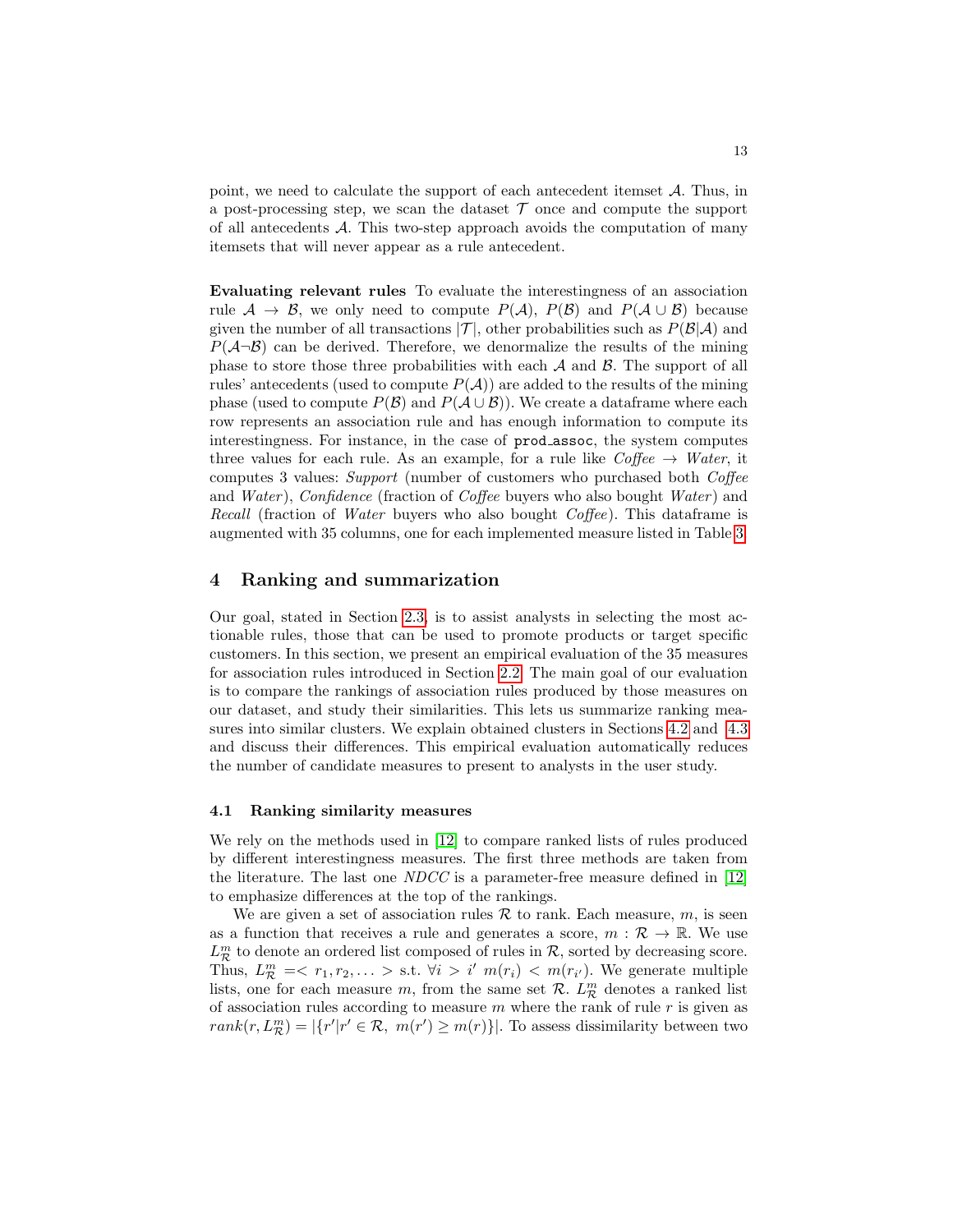point, we need to calculate the support of each antecedent itemset $\mathcal{A}$. Thus, in a post-processing step, we scan the dataset $\mathcal{T}$ once and compute the support of all antecedents $\mathcal{A}$. This two-step approach avoids the computation of many itemsets that will never appear as a rule antecedent.

**Evaluating relevant rules** To evaluate the interestingness of an association rule $\mathcal{A} \rightarrow \mathcal{B}$, we only need to compute $P(\mathcal{A})$, $P(\mathcal{B})$ and $P(\mathcal{A} \cup \mathcal{B})$ because given the number of all transactions $|\mathcal{T}|$, other probabilities such as $P(\mathcal{B}|\mathcal{A})$ and $P(\mathcal{A}\neg\mathcal{B})$ can be derived. Therefore, we denormalize the results of the mining phase to store those three probabilities with each $\mathcal{A}$ and $\mathcal{B}$. The support of all rules' antecedents (used to compute $P(\mathcal{A})$) are added to the results of the mining phase (used to compute $P(\mathcal{B})$ and $P(\mathcal{A} \cup \mathcal{B})$). We create a dataframe where each row represents an association rule and has enough information to compute its interestingness. For instance, in the case of `prod_assoc`, the system computes three values for each rule. As an example, for a rule like *Coffee* $\rightarrow$ *Water*, it computes 3 values: *Support* (number of customers who purchased both *Coffee* and *Water*), *Confidence* (fraction of *Coffee* buyers who also bought *Water*) and *Recall* (fraction of *Water* buyers who also bought *Coffee*). This dataframe is augmented with 35 columns, one for each implemented measure listed in Table 3.

## 4 Ranking and summarization

Our goal, stated in Section 2.3, is to assist analysts in selecting the most actionable rules, those that can be used to promote products or target specific customers. In this section, we present an empirical evaluation of the 35 measures for association rules introduced in Section 2.2. The main goal of our evaluation is to compare the rankings of association rules produced by those measures on our dataset, and study their similarities. This lets us summarize ranking measures into similar clusters. We explain obtained clusters in Sections 4.2 and 4.3 and discuss their differences. This empirical evaluation automatically reduces the number of candidate measures to present to analysts in the user study.

### 4.1 Ranking similarity measures

We rely on the methods used in [12] to compare ranked lists of rules produced by different interestingness measures. The first three methods are taken from the literature. The last one *NDCC* is a parameter-free measure defined in [12] to emphasize differences at the top of the rankings.

We are given a set of association rules $\mathcal{R}$ to rank. Each measure, $m$, is seen as a function that receives a rule and generates a score, $m : \mathcal{R} \rightarrow \mathbb{R}$. We use $L^m_{\mathcal{R}}$ to denote an ordered list composed of rules in $\mathcal{R}$, sorted by decreasing score. Thus, $L^m_{\mathcal{R}} =< r_1, r_2, \dots >$ s.t. $\forall i > i'\ m(r_i) < m(r_{i'})$. We generate multiple lists, one for each measure $m$, from the same set $\mathcal{R}$. $L^m_{\mathcal{R}}$ denotes a ranked list of association rules according to measure $m$ where the rank of rule $r$ is given as $rank(r, L^m_{\mathcal{R}}) = |\{r' | r' \in \mathcal{R},\ m(r') \geq m(r)\}|$. To assess dissimilarity between two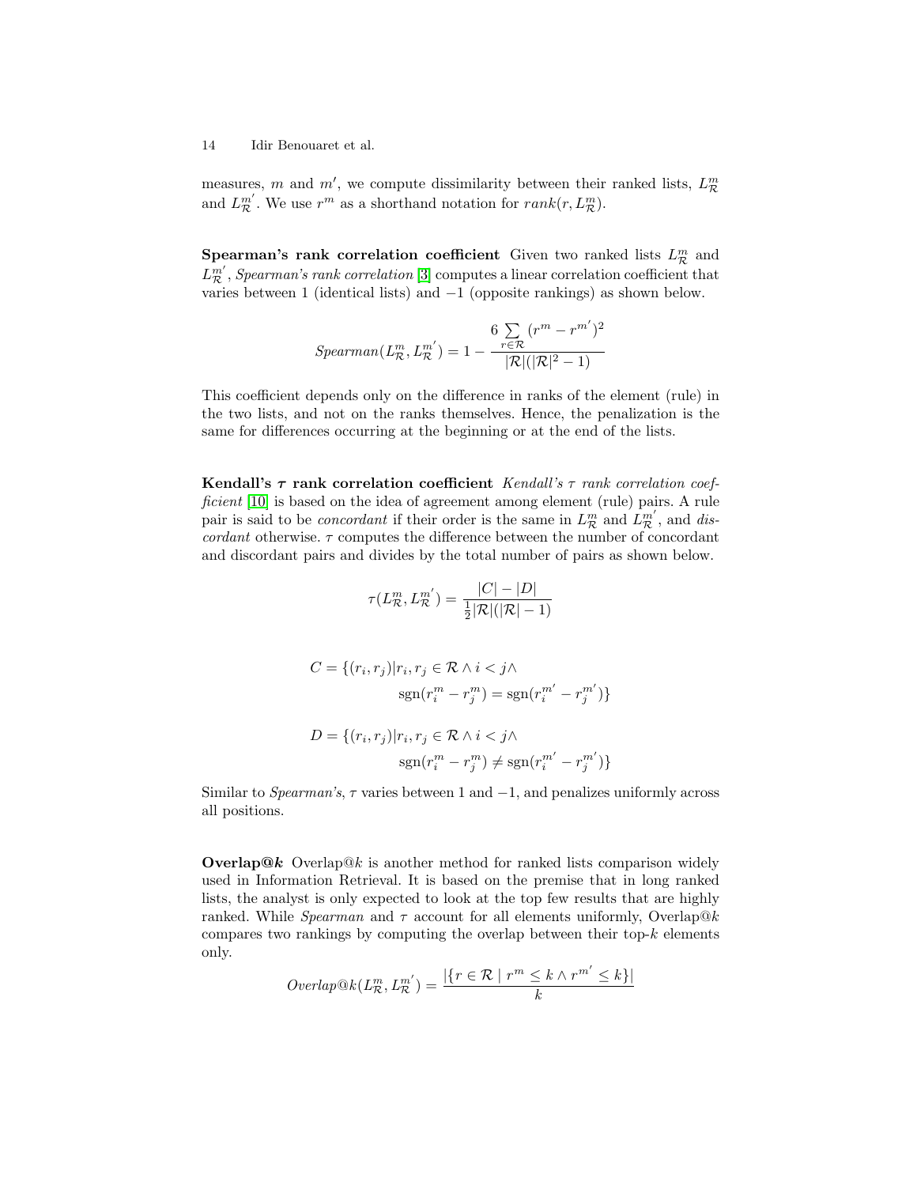measures, $m$ and $m'$, we compute dissimilarity between their ranked lists, $L^m_{\mathcal{R}}$ and $L^{m'}_{\mathcal{R}}$. We use $r^m$ as a shorthand notation for $rank(r, L^m_{\mathcal{R}})$.

**Spearman's rank correlation coefficient** Given two ranked lists $L^m_{\mathcal{R}}$ and $L^{m'}_{\mathcal{R}}$, *Spearman's rank correlation* [3] computes a linear correlation coefficient that varies between 1 (identical lists) and $-1$ (opposite rankings) as shown below.

$$Spearman(L^m_{\mathcal{R}}, L^{m'}_{\mathcal{R}}) = 1 - \frac{6 \sum_{r \in \mathcal{R}} (r^m - r^{m'})^2}{|\mathcal{R}|(|\mathcal{R}|^2 - 1)}$$

This coefficient depends only on the difference in ranks of the element (rule) in the two lists, and not on the ranks themselves. Hence, the penalization is the same for differences occurring at the beginning or at the end of the lists.

**Kendall's $\tau$ rank correlation coefficient** *Kendall's $\tau$ rank correlation coefficient* [10] is based on the idea of agreement among element (rule) pairs. A rule pair is said to be *concordant* if their order is the same in $L^m_{\mathcal{R}}$ and $L^{m'}_{\mathcal{R}}$, and *discordant* otherwise. $\tau$ computes the difference between the number of concordant and discordant pairs and divides by the total number of pairs as shown below.

$$\tau(L^m_{\mathcal{R}}, L^{m'}_{\mathcal{R}}) = \frac{|C| - |D|}{\frac{1}{2}|\mathcal{R}|(|\mathcal{R}| - 1)}$$

$$C = \{(r_i, r_j) | r_i, r_j \in \mathcal{R} \wedge i < j \wedge \\ \operatorname{sgn}(r^m_i - r^m_j) = \operatorname{sgn}(r^{m'}_i - r^{m'}_j)\}$$

$$D = \{(r_i, r_j) | r_i, r_j \in \mathcal{R} \wedge i < j \wedge \\ \operatorname{sgn}(r^m_i - r^m_j) \neq \operatorname{sgn}(r^{m'}_i - r^{m'}_j)\}$$

Similar to *Spearman's*, $\tau$ varies between 1 and $-1$, and penalizes uniformly across all positions.

**Overlap@$k$** Overlap@$k$ is another method for ranked lists comparison widely used in Information Retrieval. It is based on the premise that in long ranked lists, the analyst is only expected to look at the top few results that are highly ranked. While *Spearman* and $\tau$ account for all elements uniformly, Overlap@$k$ compares two rankings by computing the overlap between their top-$k$ elements only.

$$Overlap@k(L^m_{\mathcal{R}}, L^{m'}_{\mathcal{R}}) = \frac{|\{r \in \mathcal{R} \mid r^m \leq k \wedge r^{m'} \leq k\}|}{k}$$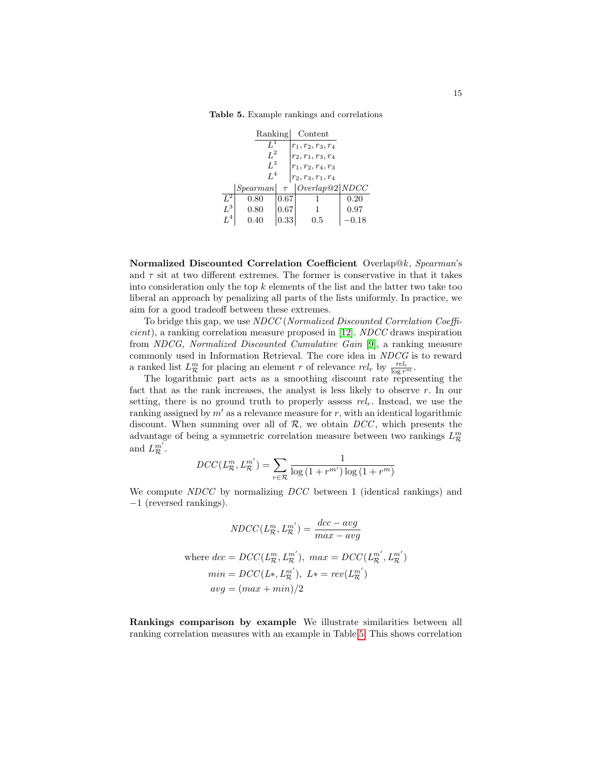**Table 5.** Example rankings and correlations

| Ranking | Content |
|---|---|
| $L^1$ | $r_1, r_2, r_3, r_4$ |
| $L^2$ | $r_2, r_1, r_3, r_4$ |
| $L^3$ | $r_1, r_2, r_4, r_3$ |
| $L^4$ | $r_2, r_3, r_1, r_4$ |

| | *Spearman* | $\tau$ | *Overlap*@2 | *NDCC* |
|---|---|---|---|---|
| $L^2$ | 0.80 | 0.67 | 1 | 0.20 |
| $L^3$ | 0.80 | 0.67 | 1 | 0.97 |
| $L^4$ | 0.40 | 0.33 | 0.5 | $-0.18$ |

**Normalized Discounted Correlation Coefficient** Overlap@$k$, *Spearman*'s and $\tau$ sit at two different extremes. The former is conservative in that it takes into consideration only the top $k$ elements of the list and the latter two take too liberal an approach by penalizing all parts of the lists uniformly. In practice, we aim for a good tradeoff between these extremes.

To bridge this gap, we use *NDCC* (*Normalized Discounted Correlation Coefficient*), a ranking correlation measure proposed in [12]. *NDCC* draws inspiration from *NDCG, Normalized Discounted Cumulative Gain* [9], a ranking measure commonly used in Information Retrieval. The core idea in *NDCG* is to reward a ranked list $L^m_{\mathcal{R}}$ for placing an element $r$ of relevance $rel_r$ by $\frac{rel_r}{\log r^m}$.

The logarithmic part acts as a smoothing discount rate representing the fact that as the rank increases, the analyst is less likely to observe $r$. In our setting, there is no ground truth to properly assess $rel_r$. Instead, we use the ranking assigned by $m'$ as a relevance measure for $r$, with an identical logarithmic discount. When summing over all of $\mathcal{R}$, we obtain *DCC*, which presents the advantage of being a symmetric correlation measure between two rankings $L^m_{\mathcal{R}}$ and $L^{m'}_{\mathcal{R}}$.

$$DCC(L^m_{\mathcal{R}}, L^{m'}_{\mathcal{R}}) = \sum_{r \in \mathcal{R}} \frac{1}{\log(1 + r^{m'}) \log(1 + r^m)}$$

We compute *NDCC* by normalizing *DCC* between 1 (identical rankings) and $-1$ (reversed rankings).

$$NDCC(L^m_{\mathcal{R}}, L^{m'}_{\mathcal{R}}) = \frac{dcc - avg}{max - avg}$$

$$\begin{aligned}
\text{where } dcc &= DCC(L^m_{\mathcal{R}}, L^{m'}_{\mathcal{R}}),\ max = DCC(L^{m'}_{\mathcal{R}}, L^{m'}_{\mathcal{R}}) \\
min &= DCC(L*, L^{m'}_{\mathcal{R}}),\ L* = rev(L^{m'}_{\mathcal{R}}) \\
avg &= (max + min)/2
\end{aligned}$$

**Rankings comparison by example** We illustrate similarities between all ranking correlation measures with an example in Table 5. This shows correlation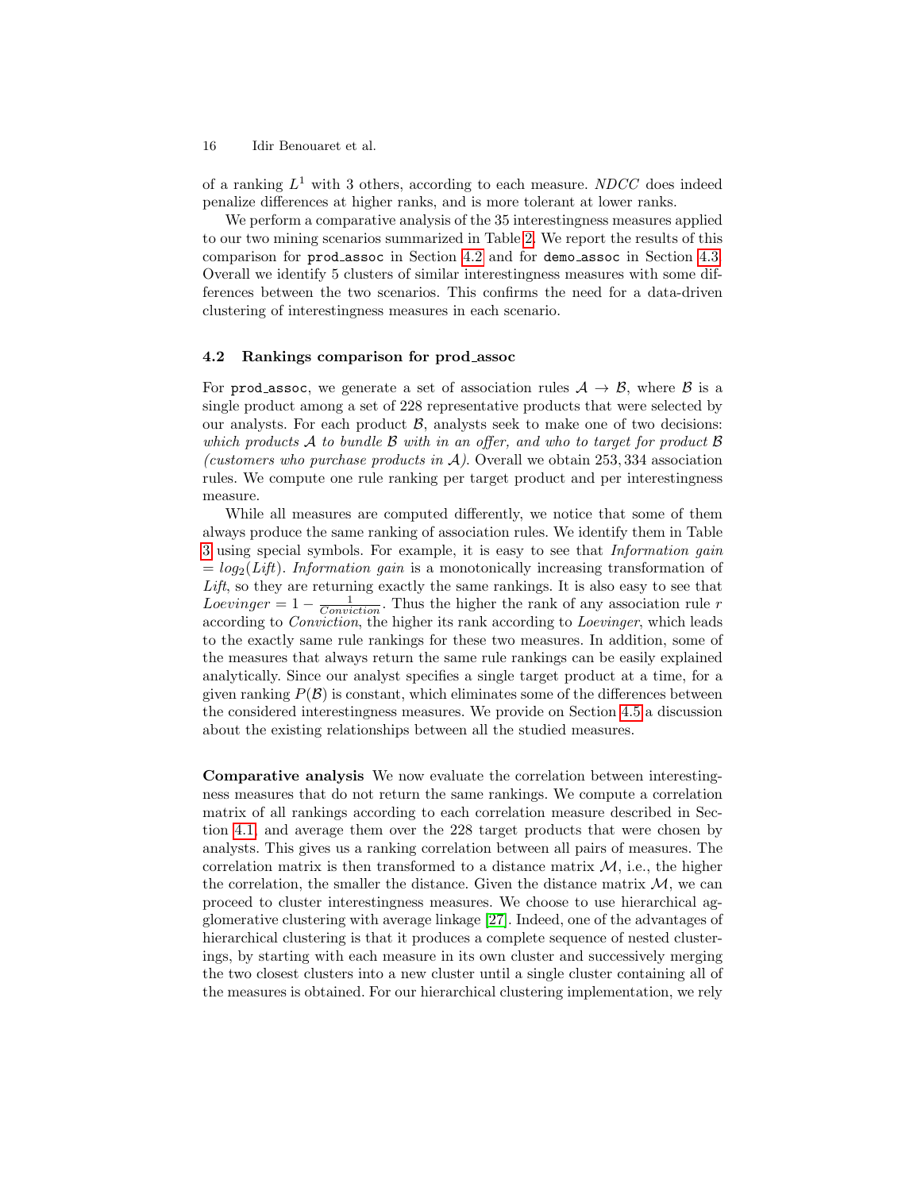of a ranking $L^1$ with 3 others, according to each measure. *NDCC* does indeed penalize differences at higher ranks, and is more tolerant at lower ranks.

We perform a comparative analysis of the 35 interestingness measures applied to our two mining scenarios summarized in Table 2. We report the results of this comparison for `prod_assoc` in Section 4.2 and for `demo_assoc` in Section 4.3. Overall we identify 5 clusters of similar interestingness measures with some differences between the two scenarios. This confirms the need for a data-driven clustering of interestingness measures in each scenario.

### 4.2 Rankings comparison for prod_assoc

For `prod_assoc`, we generate a set of association rules $\mathcal{A} \rightarrow \mathcal{B}$, where $\mathcal{B}$ is a single product among a set of 228 representative products that were selected by our analysts. For each product $\mathcal{B}$, analysts seek to make one of two decisions: *which products $\mathcal{A}$ to bundle $\mathcal{B}$ with in an offer, and who to target for product $\mathcal{B}$ (customers who purchase products in $\mathcal{A}$)*. Overall we obtain 253, 334 association rules. We compute one rule ranking per target product and per interestingness measure.

While all measures are computed differently, we notice that some of them always produce the same ranking of association rules. We identify them in Table 3 using special symbols. For example, it is easy to see that *Information gain* $= log_2(Lift)$. *Information gain* is a monotonically increasing transformation of *Lift*, so they are returning exactly the same rankings. It is also easy to see that $Loevinger = 1 - \frac{1}{Conviction}$. Thus the higher the rank of any association rule $r$ according to *Conviction*, the higher its rank according to *Loevinger*, which leads to the exactly same rule rankings for these two measures. In addition, some of the measures that always return the same rule rankings can be easily explained analytically. Since our analyst specifies a single target product at a time, for a given ranking $P(\mathcal{B})$ is constant, which eliminates some of the differences between the considered interestingness measures. We provide on Section 4.5 a discussion about the existing relationships between all the studied measures.

**Comparative analysis** We now evaluate the correlation between interestingness measures that do not return the same rankings. We compute a correlation matrix of all rankings according to each correlation measure described in Section 4.1, and average them over the 228 target products that were chosen by analysts. This gives us a ranking correlation between all pairs of measures. The correlation matrix is then transformed to a distance matrix $\mathcal{M}$, i.e., the higher the correlation, the smaller the distance. Given the distance matrix $\mathcal{M}$, we can proceed to cluster interestingness measures. We choose to use hierarchical agglomerative clustering with average linkage [27]. Indeed, one of the advantages of hierarchical clustering is that it produces a complete sequence of nested clusterings, by starting with each measure in its own cluster and successively merging the two closest clusters into a new cluster until a single cluster containing all of the measures is obtained. For our hierarchical clustering implementation, we rely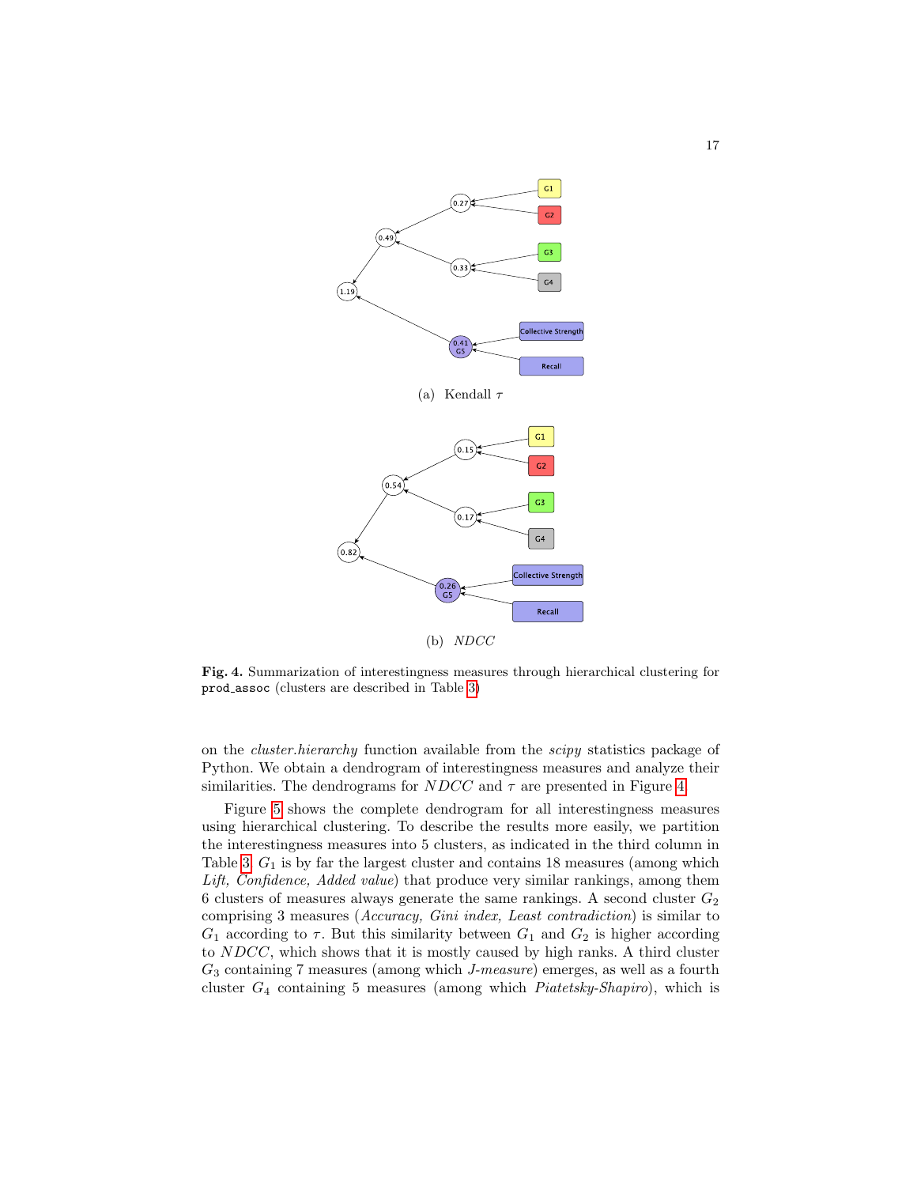(a) Kendall $\tau$

(b) *NDCC*

**Fig. 4.** Summarization of interestingness measures through hierarchical clustering for `prod_assoc` (clusters are described in Table 3)

on the *cluster.hierarchy* function available from the *scipy* statistics package of Python. We obtain a dendrogram of interestingness measures and analyze their similarities. The dendrograms for $NDCC$ and $\tau$ are presented in Figure 4.

Figure 5 shows the complete dendrogram for all interestingness measures using hierarchical clustering. To describe the results more easily, we partition the interestingness measures into 5 clusters, as indicated in the third column in Table 3. $G_1$ is by far the largest cluster and contains 18 measures (among which *Lift, Confidence, Added value*) that produce very similar rankings, among them 6 clusters of measures always generate the same rankings. A second cluster $G_2$ comprising 3 measures (*Accuracy, Gini index, Least contradiction*) is similar to $G_1$ according to $\tau$. But this similarity between $G_1$ and $G_2$ is higher according to $NDCC$, which shows that it is mostly caused by high ranks. A third cluster $G_3$ containing 7 measures (among which *J-measure*) emerges, as well as a fourth cluster $G_4$ containing 5 measures (among which *Piatetsky-Shapiro*), which is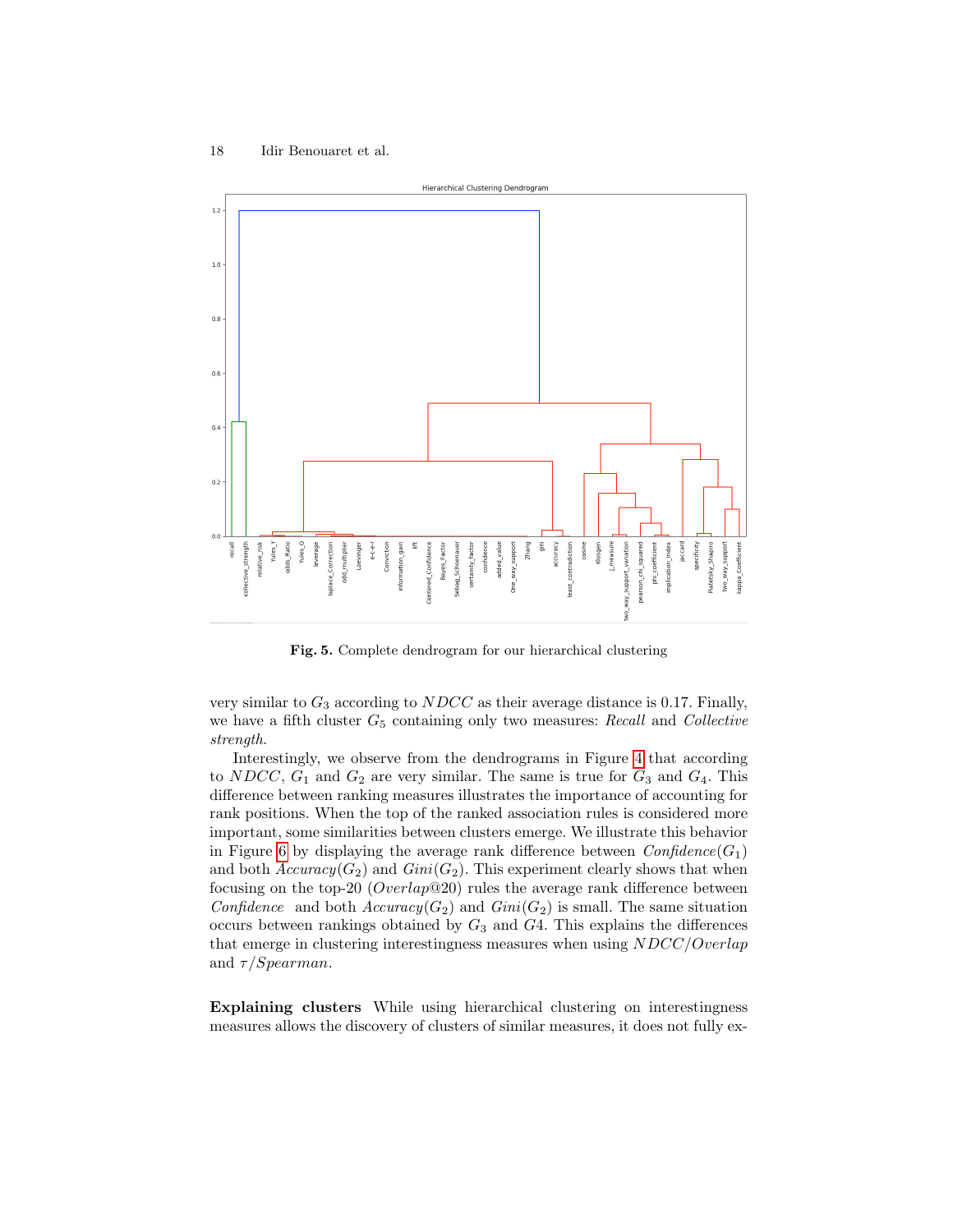**Fig. 5.** Complete dendrogram for our hierarchical clustering

very similar to $G_3$ according to $NDCC$ as their average distance is 0.17. Finally, we have a fifth cluster $G_5$ containing only two measures: *Recall* and *Collective strength*.

Interestingly, we observe from the dendrograms in Figure 4 that according to $NDCC$, $G_1$ and $G_2$ are very similar. The same is true for $G_3$ and $G_4$. This difference between ranking measures illustrates the importance of accounting for rank positions. When the top of the ranked association rules is considered more important, some similarities between clusters emerge. We illustrate this behavior in Figure 6 by displaying the average rank difference between $Confidence(G_1)$ and both $Accuracy(G_2)$ and $Gini(G_2)$. This experiment clearly shows that when focusing on the top-20 ($Overlap@20$) rules the average rank difference between *Confidence* and both $Accuracy(G_2)$ and $Gini(G_2)$ is small. The same situation occurs between rankings obtained by $G_3$ and $G4$. This explains the differences that emerge in clustering interestingness measures when using $NDCC/Overlap$ and $\tau/Spearman$.

**Explaining clusters** While using hierarchical clustering on interestingness measures allows the discovery of clusters of similar measures, it does not fully ex-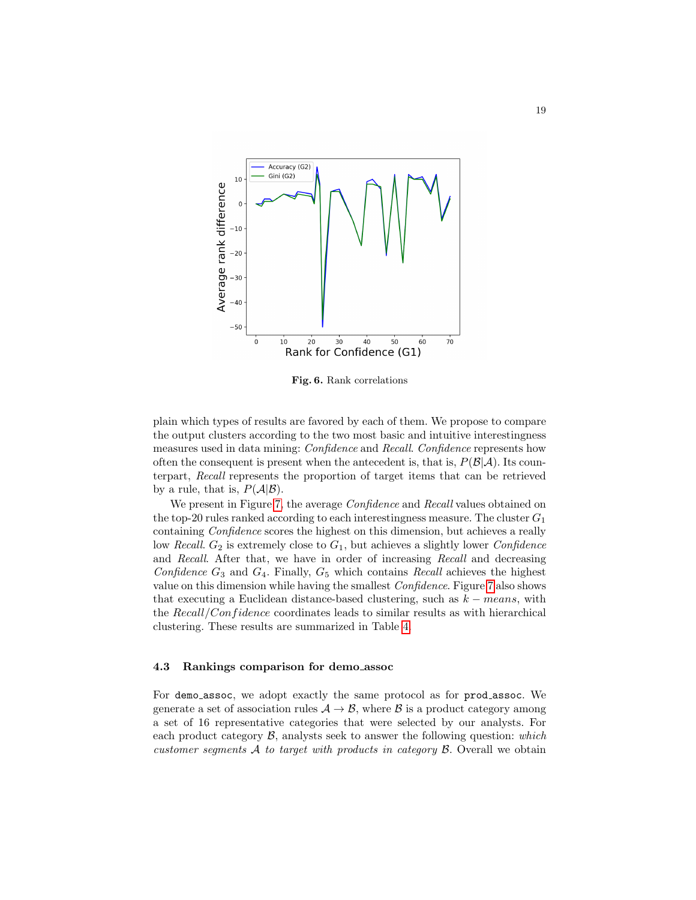**Fig. 6.** Rank correlations

plain which types of results are favored by each of them. We propose to compare the output clusters according to the two most basic and intuitive interestingness measures used in data mining: *Confidence* and *Recall*. *Confidence* represents how often the consequent is present when the antecedent is, that is, $P(\mathcal{B}|\mathcal{A})$. Its counterpart, *Recall* represents the proportion of target items that can be retrieved by a rule, that is, $P(\mathcal{A}|\mathcal{B})$.

We present in Figure 7, the average *Confidence* and *Recall* values obtained on the top-20 rules ranked according to each interestingness measure. The cluster $G_1$ containing *Confidence* scores the highest on this dimension, but achieves a really low *Recall*. $G_2$ is extremely close to $G_1$, but achieves a slightly lower *Confidence* and *Recall*. After that, we have in order of increasing *Recall* and decreasing *Confidence* $G_3$ and $G_4$. Finally, $G_5$ which contains *Recall* achieves the highest value on this dimension while having the smallest *Confidence*. Figure 7 also shows that executing a Euclidean distance-based clustering, such as $k-means$, with the $Recall/Confidence$ coordinates leads to similar results as with hierarchical clustering. These results are summarized in Table 4.

### 4.3 Rankings comparison for demo_assoc

For `demo_assoc`, we adopt exactly the same protocol as for `prod_assoc`. We generate a set of association rules $\mathcal{A} \rightarrow \mathcal{B}$, where $\mathcal{B}$ is a product category among a set of 16 representative categories that were selected by our analysts. For each product category $\mathcal{B}$, analysts seek to answer the following question: *which customer segments $\mathcal{A}$ to target with products in category $\mathcal{B}$*. Overall we obtain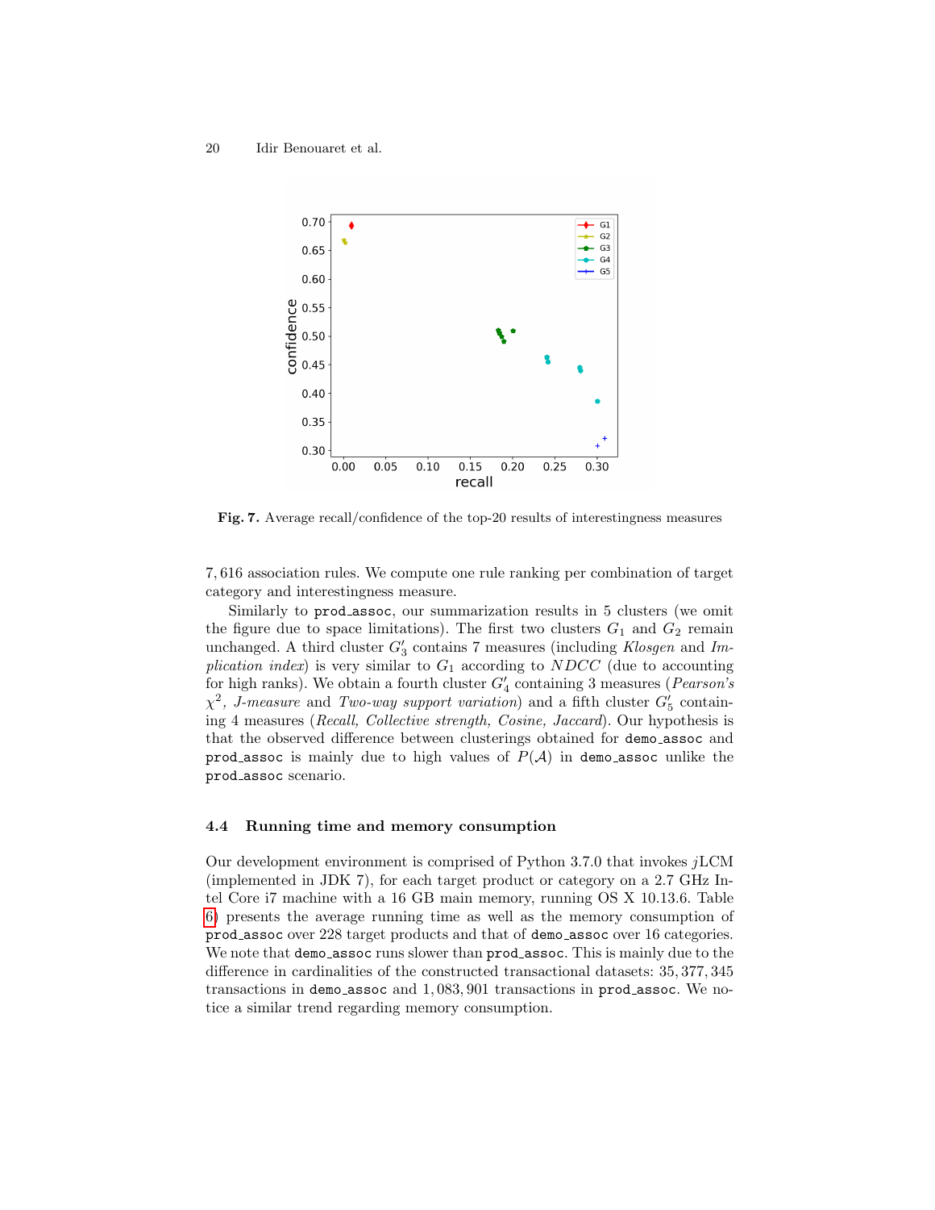Fig. 7. Average recall/confidence of the top-20 results of interestingness measures

7,616 association rules. We compute one rule ranking per combination of target category and interestingness measure.

Similarly to prod_assoc, our summarization results in 5 clusters (we omit the figure due to space limitations). The first two clusters $G_1$ and $G_2$ remain unchanged. A third cluster $G'_3$ contains 7 measures (including *Klosgen* and *Implication index*) is very similar to $G_1$ according to $NDCC$ (due to accounting for high ranks). We obtain a fourth cluster $G'_4$ containing 3 measures (*Pearson's* $\chi^2$, *J-measure* and *Two-way support variation*) and a fifth cluster $G'_5$ containing 4 measures (*Recall, Collective strength, Cosine, Jaccard*). Our hypothesis is that the observed difference between clusterings obtained for demo_assoc and prod_assoc is mainly due to high values of $P(\mathcal{A})$ in demo_assoc unlike the prod_assoc scenario.

### 4.4 Running time and memory consumption

Our development environment is comprised of Python 3.7.0 that invokes $j$LCM (implemented in JDK 7), for each target product or category on a 2.7 GHz Intel Core i7 machine with a 16 GB main memory, running OS X 10.13.6. Table 6) presents the average running time as well as the memory consumption of prod_assoc over 228 target products and that of demo_assoc over 16 categories. We note that demo_assoc runs slower than prod_assoc. This is mainly due to the difference in cardinalities of the constructed transactional datasets: 35,377,345 transactions in demo_assoc and 1,083,901 transactions in prod_assoc. We notice a similar trend regarding memory consumption.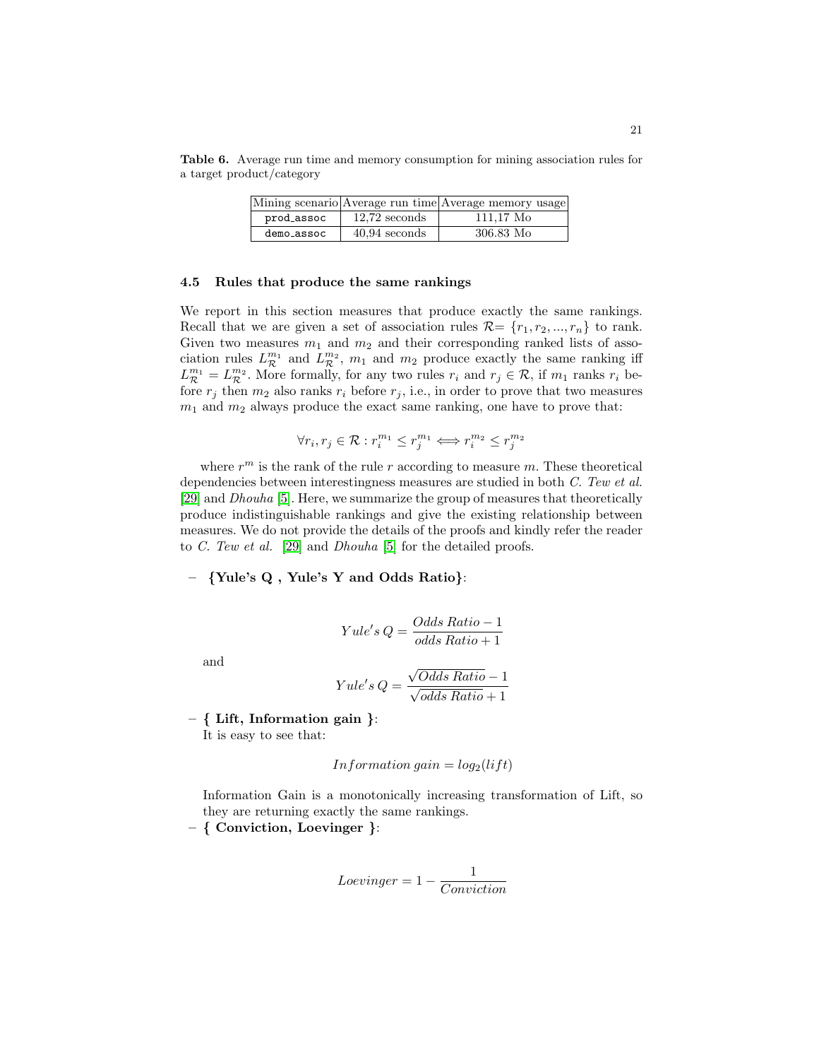**Table 6.** Average run time and memory consumption for mining association rules for a target product/category

| Mining scenario | Average run time | Average memory usage |
| --- | --- | --- |
| `prod_assoc` | 12,72 seconds | 111,17 Mo |
| `demo_assoc` | 40,94 seconds | 306.83 Mo |

### 4.5 Rules that produce the same rankings

We report in this section measures that produce exactly the same rankings. Recall that we are given a set of association rules $\mathcal{R}= \{r_1, r_2, ..., r_n\}$ to rank. Given two measures $m_1$ and $m_2$ and their corresponding ranked lists of association rules $L_{\mathcal{R}}^{m_1}$ and $L_{\mathcal{R}}^{m_2}$, $m_1$ and $m_2$ produce exactly the same ranking iff $L_{\mathcal{R}}^{m_1} = L_{\mathcal{R}}^{m_2}$. More formally, for any two rules $r_i$ and $r_j \in \mathcal{R}$, if $m_1$ ranks $r_i$ before $r_j$ then $m_2$ also ranks $r_i$ before $r_j$, i.e., in order to prove that two measures $m_1$ and $m_2$ always produce the exact same ranking, one have to prove that:

$$\forall r_i, r_j \in \mathcal{R} : r_i^{m_1} \leq r_j^{m_1} \Longleftrightarrow r_i^{m_2} \leq r_j^{m_2}$$

where $r^m$ is the rank of the rule $r$ according to measure $m$. These theoretical dependencies between interestingness measures are studied in both *C. Tew et al.* [29] and *Dhouha* [5]. Here, we summarize the group of measures that theoretically produce indistinguishable rankings and give the existing relationship between measures. We do not provide the details of the proofs and kindly refer the reader to *C. Tew et al.* [29] and *Dhouha* [5] for the detailed proofs.

– **{Yule's Q , Yule's Y and Odds Ratio}**:

$$Yule's\, Q = \frac{Odds\ Ratio - 1}{odds\ Ratio + 1}$$

and

$$Yule's\, Q = \frac{\sqrt{Odds\ Ratio} - 1}{\sqrt{odds\ Ratio} + 1}$$

– **{ Lift, Information gain }**:
It is easy to see that:

$$Information\ gain = log_2(lift)$$

Information Gain is a monotonically increasing transformation of Lift, so they are returning exactly the same rankings.

– **{ Conviction, Loevinger }**:

$$Loevinger = 1 - \frac{1}{Conviction}$$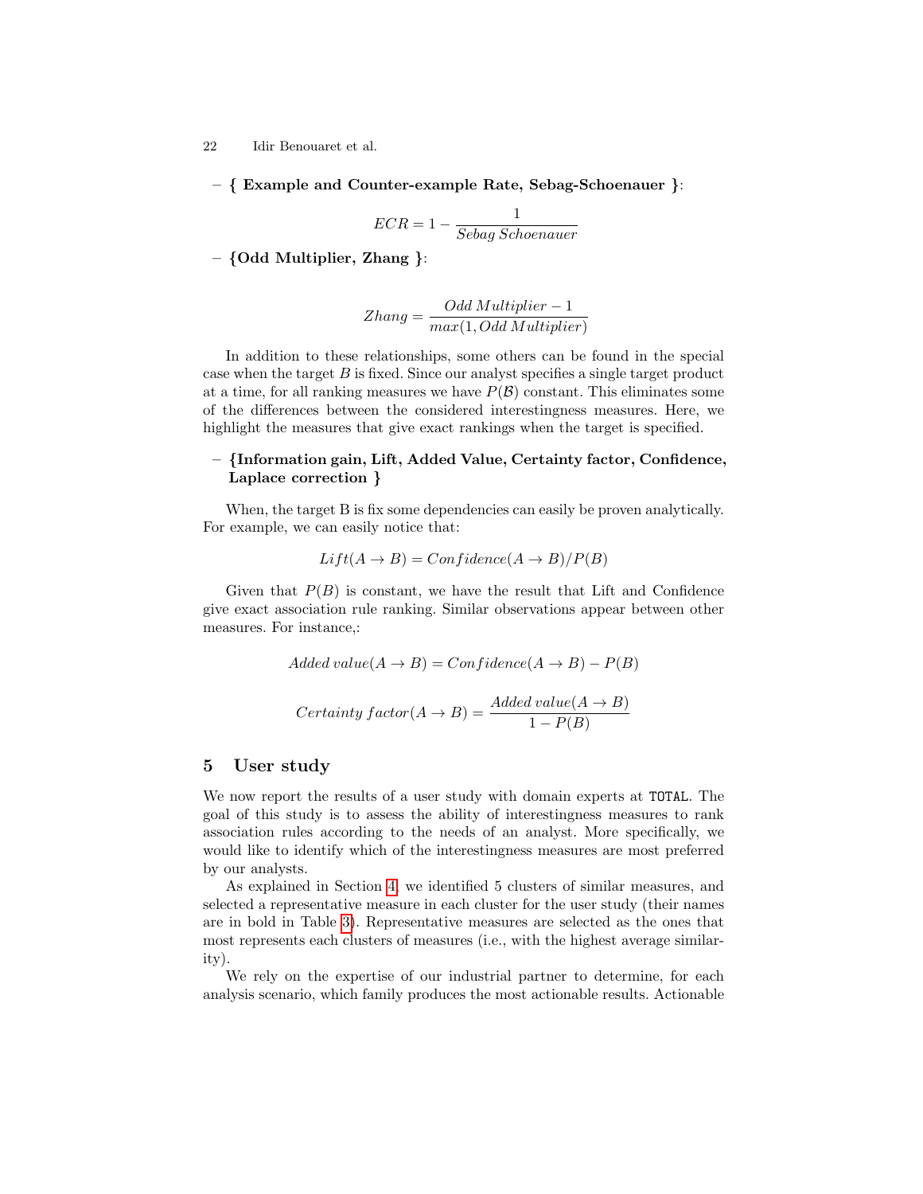– **{ Example and Counter-example Rate, Sebag-Schoenauer }**:

$$ECR = 1 - \frac{1}{Sebag\,Schoenauer}$$

– **{Odd Multiplier, Zhang }**:

$$Zhang = \frac{Odd\,Multiplier - 1}{max(1, Odd\,Multiplier)}$$

In addition to these relationships, some others can be found in the special case when the target $B$ is fixed. Since our analyst specifies a single target product at a time, for all ranking measures we have $P(\mathcal{B})$ constant. This eliminates some of the differences between the considered interestingness measures. Here, we highlight the measures that give exact rankings when the target is specified.

– **{Information gain, Lift, Added Value, Certainty factor, Confidence, Laplace correction }**

When, the target B is fix some dependencies can easily be proven analytically. For example, we can easily notice that:

$$Lift(A \to B) = Confidence(A \to B)/P(B)$$

Given that $P(B)$ is constant, we have the result that Lift and Confidence give exact association rule ranking. Similar observations appear between other measures. For instance,:

$$Added\,value(A \to B) = Confidence(A \to B) - P(B)$$

$$Certainty\,factor(A \to B) = \frac{Added\,value(A \to B)}{1 - P(B)}$$

## 5 User study

We now report the results of a user study with domain experts at `TOTAL`. The goal of this study is to assess the ability of interestingness measures to rank association rules according to the needs of an analyst. More specifically, we would like to identify which of the interestingness measures are most preferred by our analysts.

As explained in Section 4, we identified 5 clusters of similar measures, and selected a representative measure in each cluster for the user study (their names are in bold in Table 3). Representative measures are selected as the ones that most represents each clusters of measures (i.e., with the highest average similarity).

We rely on the expertise of our industrial partner to determine, for each analysis scenario, which family produces the most actionable results. Actionable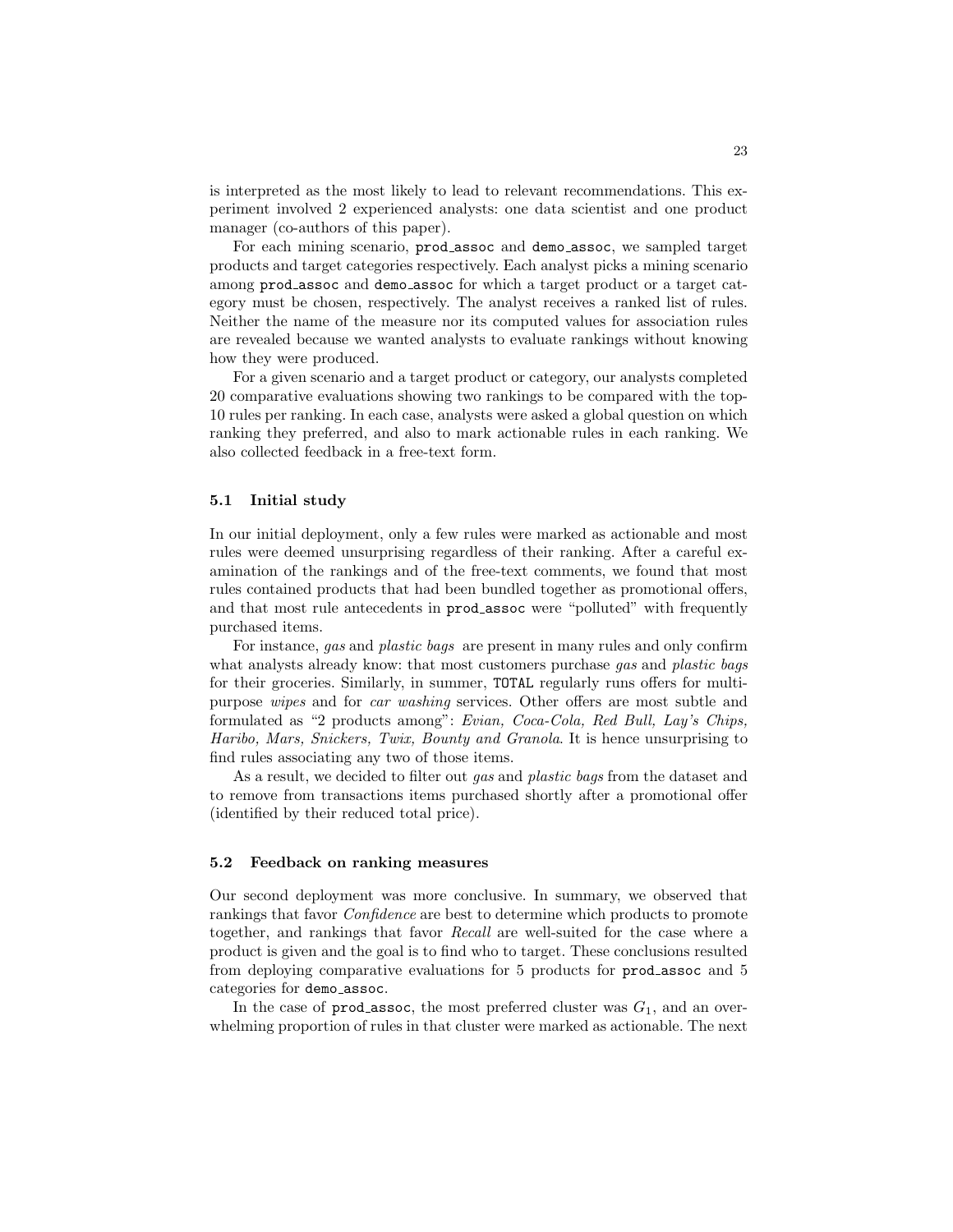is interpreted as the most likely to lead to relevant recommendations. This experiment involved 2 experienced analysts: one data scientist and one product manager (co-authors of this paper).

For each mining scenario, `prod_assoc` and `demo_assoc`, we sampled target products and target categories respectively. Each analyst picks a mining scenario among `prod_assoc` and `demo_assoc` for which a target product or a target category must be chosen, respectively. The analyst receives a ranked list of rules. Neither the name of the measure nor its computed values for association rules are revealed because we wanted analysts to evaluate rankings without knowing how they were produced.

For a given scenario and a target product or category, our analysts completed 20 comparative evaluations showing two rankings to be compared with the top-10 rules per ranking. In each case, analysts were asked a global question on which ranking they preferred, and also to mark actionable rules in each ranking. We also collected feedback in a free-text form.

### 5.1 Initial study

In our initial deployment, only a few rules were marked as actionable and most rules were deemed unsurprising regardless of their ranking. After a careful examination of the rankings and of the free-text comments, we found that most rules contained products that had been bundled together as promotional offers, and that most rule antecedents in `prod_assoc` were "polluted" with frequently purchased items.

For instance, *gas* and *plastic bags* are present in many rules and only confirm what analysts already know: that most customers purchase *gas* and *plastic bags* for their groceries. Similarly, in summer, `TOTAL` regularly runs offers for multipurpose *wipes* and for *car washing* services. Other offers are most subtle and formulated as "2 products among": *Evian, Coca-Cola, Red Bull, Lay's Chips, Haribo, Mars, Snickers, Twix, Bounty and Granola*. It is hence unsurprising to find rules associating any two of those items.

As a result, we decided to filter out *gas* and *plastic bags* from the dataset and to remove from transactions items purchased shortly after a promotional offer (identified by their reduced total price).

### 5.2 Feedback on ranking measures

Our second deployment was more conclusive. In summary, we observed that rankings that favor *Confidence* are best to determine which products to promote together, and rankings that favor *Recall* are well-suited for the case where a product is given and the goal is to find who to target. These conclusions resulted from deploying comparative evaluations for 5 products for `prod_assoc` and 5 categories for `demo_assoc`.

In the case of `prod_assoc`, the most preferred cluster was $G_1$, and an overwhelming proportion of rules in that cluster were marked as actionable. The next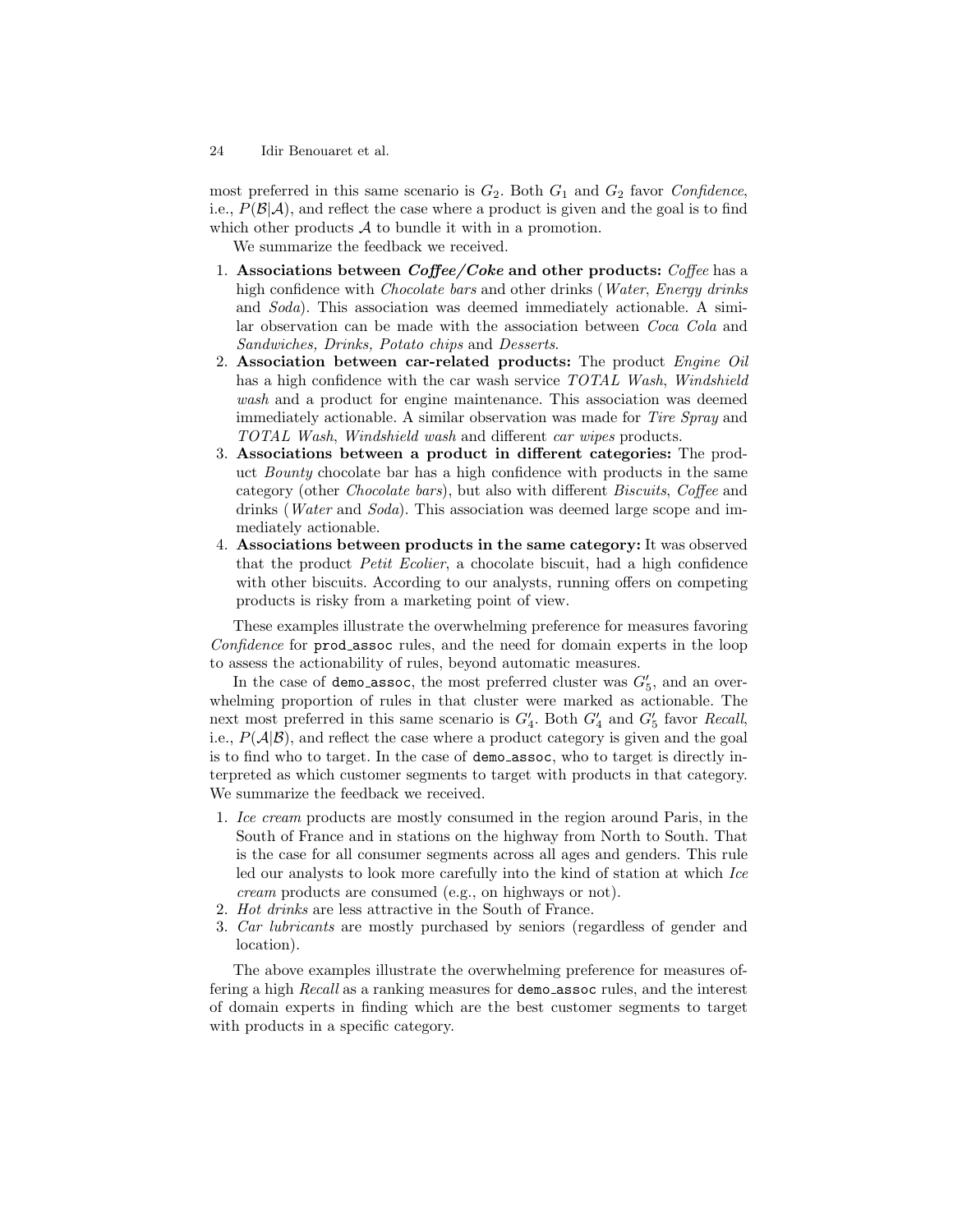most preferred in this same scenario is $G_2$. Both $G_1$ and $G_2$ favor *Confidence*, i.e., $P(\mathcal{B}|\mathcal{A})$, and reflect the case where a product is given and the goal is to find which other products $\mathcal{A}$ to bundle it with in a promotion.

We summarize the feedback we received.

1. **Associations between *Coffee/Coke* and other products:** *Coffee* has a high confidence with *Chocolate bars* and other drinks (*Water*, *Energy drinks* and *Soda*). This association was deemed immediately actionable. A similar observation can be made with the association between *Coca Cola* and *Sandwiches, Drinks, Potato chips* and *Desserts*.
2. **Association between car-related products:** The product *Engine Oil* has a high confidence with the car wash service *TOTAL Wash*, *Windshield wash* and a product for engine maintenance. This association was deemed immediately actionable. A similar observation was made for *Tire Spray* and *TOTAL Wash*, *Windshield wash* and different *car wipes* products.
3. **Associations between a product in different categories:** The product *Bounty* chocolate bar has a high confidence with products in the same category (other *Chocolate bars*), but also with different *Biscuits*, *Coffee* and drinks (*Water* and *Soda*). This association was deemed large scope and immediately actionable.
4. **Associations between products in the same category:** It was observed that the product *Petit Ecolier*, a chocolate biscuit, had a high confidence with other biscuits. According to our analysts, running offers on competing products is risky from a marketing point of view.

These examples illustrate the overwhelming preference for measures favoring *Confidence* for `prod_assoc` rules, and the need for domain experts in the loop to assess the actionability of rules, beyond automatic measures.

In the case of `demo_assoc`, the most preferred cluster was $G'_5$, and an overwhelming proportion of rules in that cluster were marked as actionable. The next most preferred in this same scenario is $G'_4$. Both $G'_4$ and $G'_5$ favor *Recall*, i.e., $P(\mathcal{A}|\mathcal{B})$, and reflect the case where a product category is given and the goal is to find who to target. In the case of demo_assoc, who to target is directly interpreted as which customer segments to target with products in that category. We summarize the feedback we received.

1. *Ice cream* products are mostly consumed in the region around Paris, in the South of France and in stations on the highway from North to South. That is the case for all consumer segments across all ages and genders. This rule led our analysts to look more carefully into the kind of station at which *Ice cream* products are consumed (e.g., on highways or not).
2. *Hot drinks* are less attractive in the South of France.
3. *Car lubricants* are mostly purchased by seniors (regardless of gender and location).

The above examples illustrate the overwhelming preference for measures offering a high *Recall* as a ranking measures for `demo_assoc` rules, and the interest of domain experts in finding which are the best customer segments to target with products in a specific category.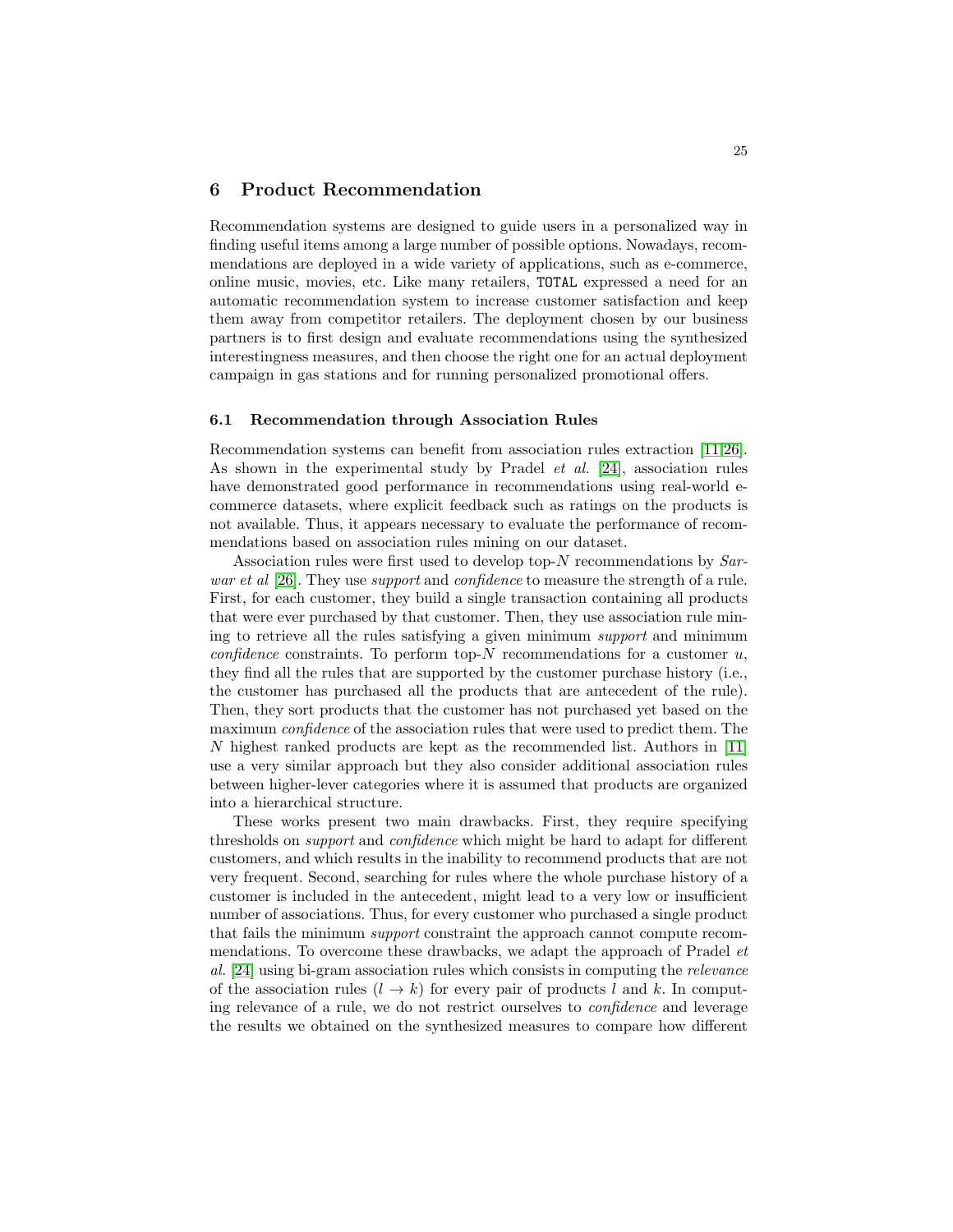## 6 Product Recommendation

Recommendation systems are designed to guide users in a personalized way in finding useful items among a large number of possible options. Nowadays, recommendations are deployed in a wide variety of applications, such as e-commerce, online music, movies, etc. Like many retailers, TOTAL expressed a need for an automatic recommendation system to increase customer satisfaction and keep them away from competitor retailers. The deployment chosen by our business partners is to first design and evaluate recommendations using the synthesized interestingness measures, and then choose the right one for an actual deployment campaign in gas stations and for running personalized promotional offers.

### 6.1 Recommendation through Association Rules

Recommendation systems can benefit from association rules extraction [11,26]. As shown in the experimental study by Pradel *et al.* [24], association rules have demonstrated good performance in recommendations using real-world e-commerce datasets, where explicit feedback such as ratings on the products is not available. Thus, it appears necessary to evaluate the performance of recommendations based on association rules mining on our dataset.

Association rules were first used to develop top-$N$ recommendations by *Sarwar et al* [26]. They use *support* and *confidence* to measure the strength of a rule. First, for each customer, they build a single transaction containing all products that were ever purchased by that customer. Then, they use association rule mining to retrieve all the rules satisfying a given minimum *support* and minimum *confidence* constraints. To perform top-$N$ recommendations for a customer $u$, they find all the rules that are supported by the customer purchase history (i.e., the customer has purchased all the products that are antecedent of the rule). Then, they sort products that the customer has not purchased yet based on the maximum *confidence* of the association rules that were used to predict them. The $N$ highest ranked products are kept as the recommended list. Authors in [11] use a very similar approach but they also consider additional association rules between higher-lever categories where it is assumed that products are organized into a hierarchical structure.

These works present two main drawbacks. First, they require specifying thresholds on *support* and *confidence* which might be hard to adapt for different customers, and which results in the inability to recommend products that are not very frequent. Second, searching for rules where the whole purchase history of a customer is included in the antecedent, might lead to a very low or insufficient number of associations. Thus, for every customer who purchased a single product that fails the minimum *support* constraint the approach cannot compute recommendations. To overcome these drawbacks, we adapt the approach of Pradel *et al.* [24] using bi-gram association rules which consists in computing the *relevance* of the association rules $(l \rightarrow k)$ for every pair of products $l$ and $k$. In computing relevance of a rule, we do not restrict ourselves to *confidence* and leverage the results we obtained on the synthesized measures to compare how different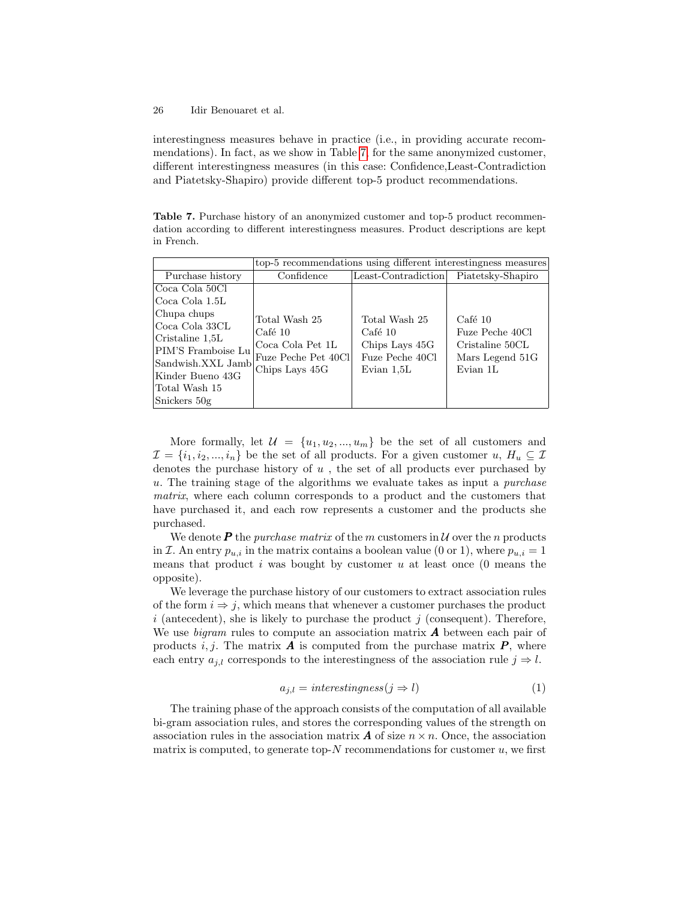interestingness measures behave in practice (i.e., in providing accurate recommendations). In fact, as we show in Table 7, for the same anonymized customer, different interestingness measures (in this case: Confidence,Least-Contradiction and Piatetsky-Shapiro) provide different top-5 product recommendations.

**Table 7.** Purchase history of an anonymized customer and top-5 product recommendation according to different interestingness measures. Product descriptions are kept in French.

| | top-5 recommendations using different interestingness measures | | |
|---|---|---|---|
| Purchase history | Confidence | Least-Contradiction | Piatetsky-Shapiro |
| Coca Cola 50Cl<br>Coca Cola 1.5L<br>Chupa chups<br>Coca Cola 33CL<br>Cristaline 1,5L<br>PIM'S Framboise Lu<br>Sandwish.XXL Jamb<br>Kinder Bueno 43G<br>Total Wash 15<br>Snickers 50g | Total Wash 25<br>Café 10<br>Coca Cola Pet 1L<br>Fuze Peche Pet 40Cl<br>Chips Lays 45G | Total Wash 25<br>Café 10<br>Chips Lays 45G<br>Fuze Peche 40Cl<br>Evian 1,5L | Café 10<br>Fuze Peche 40Cl<br>Cristaline 50CL<br>Mars Legend 51G<br>Evian 1L |

More formally, let $\mathcal{U} = \{u_1, u_2, ..., u_m\}$ be the set of all customers and $\mathcal{I} = \{i_1, i_2, ..., i_n\}$ be the set of all products. For a given customer $u$, $H_u \subseteq \mathcal{I}$ denotes the purchase history of $u$ , the set of all products ever purchased by $u$. The training stage of the algorithms we evaluate takes as input a *purchase matrix*, where each column corresponds to a product and the customers that have purchased it, and each row represents a customer and the products she purchased.

We denote $\boldsymbol{P}$ the *purchase matrix* of the $m$ customers in $\mathcal{U}$ over the $n$ products in $\mathcal{I}$. An entry $p_{u,i}$ in the matrix contains a boolean value (0 or 1), where $p_{u,i} = 1$ means that product $i$ was bought by customer $u$ at least once (0 means the opposite).

We leverage the purchase history of our customers to extract association rules of the form $i \Rightarrow j$, which means that whenever a customer purchases the product $i$ (antecedent), she is likely to purchase the product $j$ (consequent). Therefore, We use *bigram* rules to compute an association matrix $\boldsymbol{A}$ between each pair of products $i, j$. The matrix $\boldsymbol{A}$ is computed from the purchase matrix $\boldsymbol{P}$, where each entry $a_{j,l}$ corresponds to the interestingness of the association rule $j \Rightarrow l$.

$$a_{j,l} = interestingness(j \Rightarrow l) \tag{1}$$

The training phase of the approach consists of the computation of all available bi-gram association rules, and stores the corresponding values of the strength on association rules in the association matrix $\boldsymbol{A}$ of size $n \times n$. Once, the association matrix is computed, to generate top-$N$ recommendations for customer $u$, we first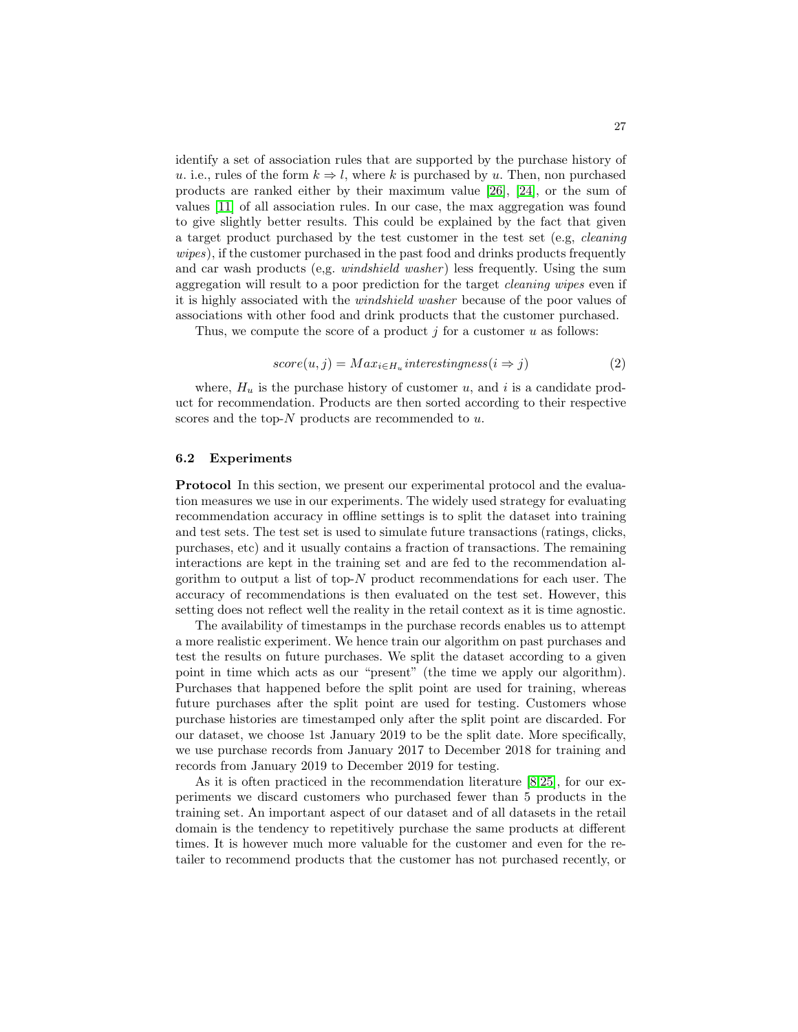identify a set of association rules that are supported by the purchase history of $u$. i.e., rules of the form $k \Rightarrow l$, where $k$ is purchased by $u$. Then, non purchased products are ranked either by their maximum value [26], [24], or the sum of values [11] of all association rules. In our case, the max aggregation was found to give slightly better results. This could be explained by the fact that given a target product purchased by the test customer in the test set (e.g, *cleaning wipes*), if the customer purchased in the past food and drinks products frequently and car wash products (e,g. *windshield washer*) less frequently. Using the sum aggregation will result to a poor prediction for the target *cleaning wipes* even if it is highly associated with the *windshield washer* because of the poor values of associations with other food and drink products that the customer purchased.

Thus, we compute the score of a product $j$ for a customer $u$ as follows:

$$score(u, j) = Max_{i \in H_u} interestingness(i \Rightarrow j) \tag{2}$$

where, $H_u$ is the purchase history of customer $u$, and $i$ is a candidate product for recommendation. Products are then sorted according to their respective scores and the top-$N$ products are recommended to $u$.

### 6.2 Experiments

**Protocol** In this section, we present our experimental protocol and the evaluation measures we use in our experiments. The widely used strategy for evaluating recommendation accuracy in offline settings is to split the dataset into training and test sets. The test set is used to simulate future transactions (ratings, clicks, purchases, etc) and it usually contains a fraction of transactions. The remaining interactions are kept in the training set and are fed to the recommendation algorithm to output a list of top-$N$ product recommendations for each user. The accuracy of recommendations is then evaluated on the test set. However, this setting does not reflect well the reality in the retail context as it is time agnostic.

The availability of timestamps in the purchase records enables us to attempt a more realistic experiment. We hence train our algorithm on past purchases and test the results on future purchases. We split the dataset according to a given point in time which acts as our "present" (the time we apply our algorithm). Purchases that happened before the split point are used for training, whereas future purchases after the split point are used for testing. Customers whose purchase histories are timestamped only after the split point are discarded. For our dataset, we choose 1st January 2019 to be the split date. More specifically, we use purchase records from January 2017 to December 2018 for training and records from January 2019 to December 2019 for testing.

As it is often practiced in the recommendation literature [8,25], for our experiments we discard customers who purchased fewer than 5 products in the training set. An important aspect of our dataset and of all datasets in the retail domain is the tendency to repetitively purchase the same products at different times. It is however much more valuable for the customer and even for the retailer to recommend products that the customer has not purchased recently, or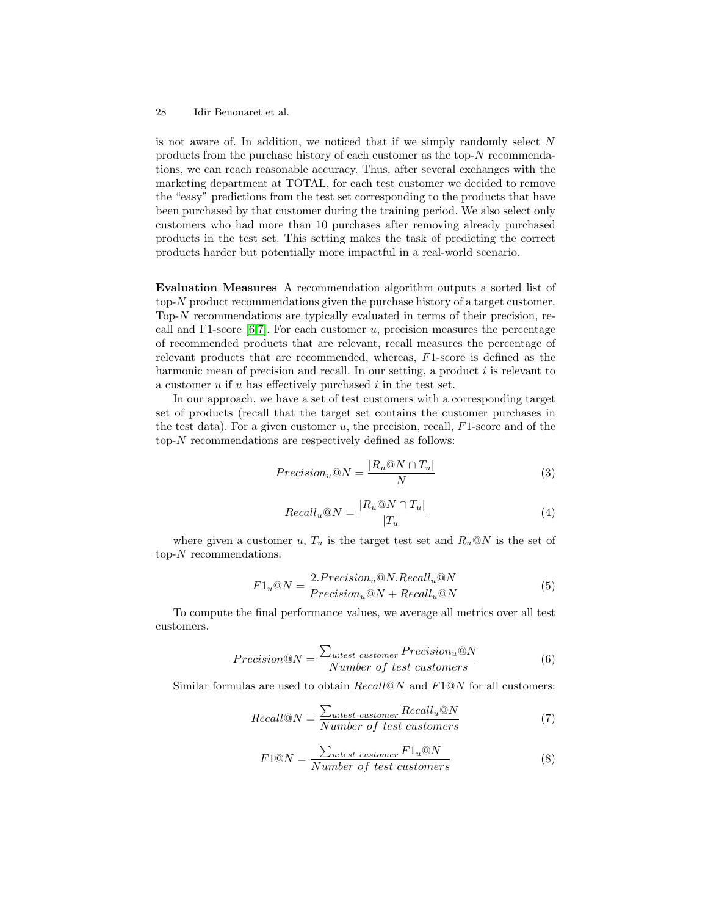is not aware of. In addition, we noticed that if we simply randomly select $N$ products from the purchase history of each customer as the top-$N$ recommendations, we can reach reasonable accuracy. Thus, after several exchanges with the marketing department at TOTAL, for each test customer we decided to remove the "easy" predictions from the test set corresponding to the products that have been purchased by that customer during the training period. We also select only customers who had more than 10 purchases after removing already purchased products in the test set. This setting makes the task of predicting the correct products harder but potentially more impactful in a real-world scenario.

**Evaluation Measures** A recommendation algorithm outputs a sorted list of top-$N$ product recommendations given the purchase history of a target customer. Top-$N$ recommendations are typically evaluated in terms of their precision, recall and F1-score [6,7]. For each customer $u$, precision measures the percentage of recommended products that are relevant, recall measures the percentage of relevant products that are recommended, whereas, $F1$-score is defined as the harmonic mean of precision and recall. In our setting, a product $i$ is relevant to a customer $u$ if $u$ has effectively purchased $i$ in the test set.

In our approach, we have a set of test customers with a corresponding target set of products (recall that the target set contains the customer purchases in the test data). For a given customer $u$, the precision, recall, $F1$-score and of the top-$N$ recommendations are respectively defined as follows:

$$Precision_u@N = \frac{|R_u@N \cap T_u|}{N} \tag{3}$$

$$Recall_u@N = \frac{|R_u@N \cap T_u|}{|T_u|} \tag{4}$$

where given a customer $u$, $T_u$ is the target test set and $R_u@N$ is the set of top-$N$ recommendations.

$$F1_u@N = \frac{2.Precision_u@N.Recall_u@N}{Precision_u@N + Recall_u@N} \tag{5}$$

To compute the final performance values, we average all metrics over all test customers.

$$Precision@N = \frac{\sum_{u:test\ customer} Precision_u@N}{Number\ of\ test\ customers} \tag{6}$$

Similar formulas are used to obtain $Recall@N$ and $F1@N$ for all customers:

$$Recall@N = \frac{\sum_{u:test\ customer} Recall_u@N}{Number\ of\ test\ customers} \tag{7}$$

$$F1@N = \frac{\sum_{u:test\ customer} F1_u@N}{Number\ of\ test\ customers} \tag{8}$$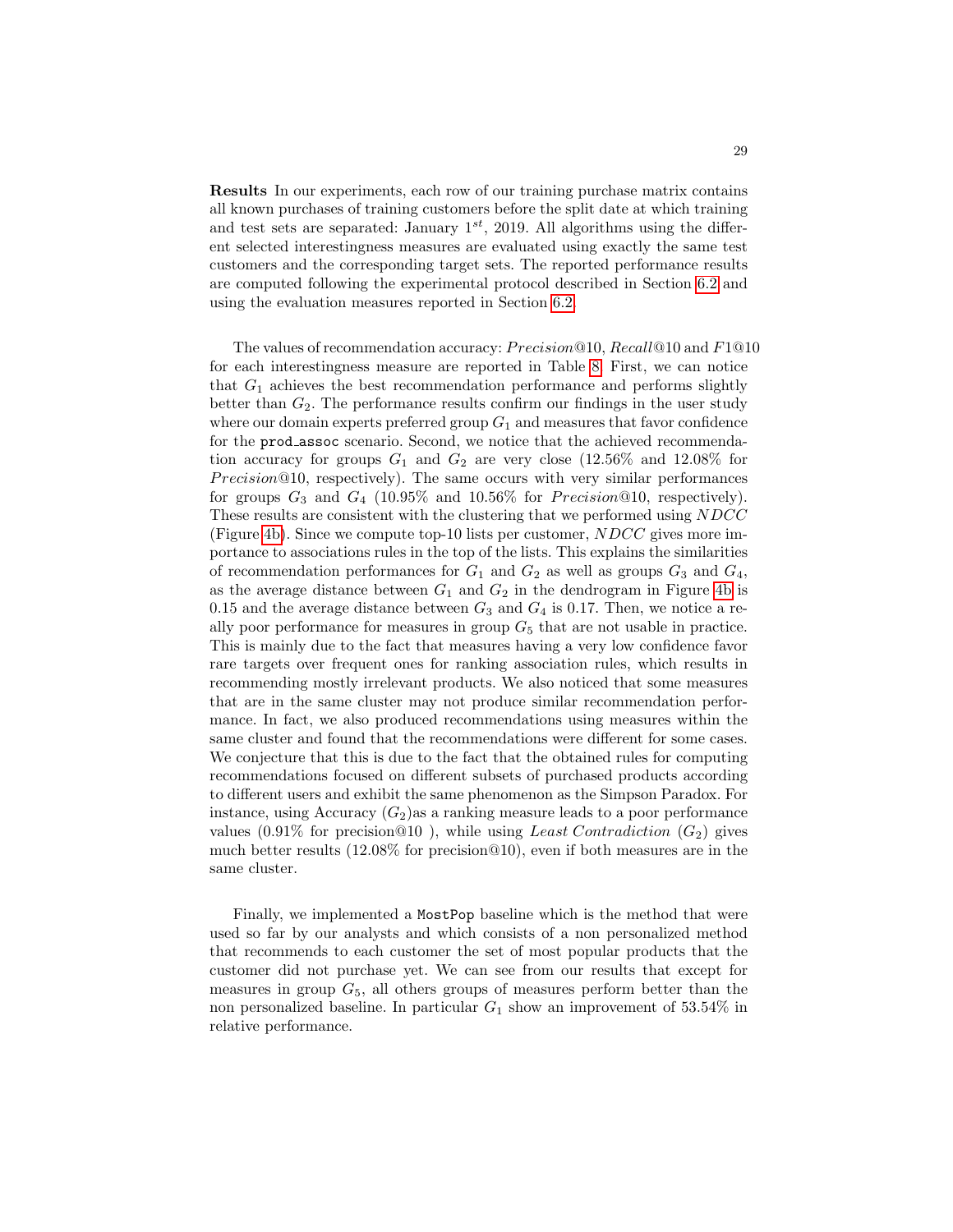**Results** In our experiments, each row of our training purchase matrix contains all known purchases of training customers before the split date at which training and test sets are separated: January $1^{st}$, 2019. All algorithms using the different selected interestingness measures are evaluated using exactly the same test customers and the corresponding target sets. The reported performance results are computed following the experimental protocol described in Section 6.2 and using the evaluation measures reported in Section 6.2.

The values of recommendation accuracy: $Precision@10$, $Recall@10$ and $F1@10$ for each interestingness measure are reported in Table 8. First, we can notice that $G_1$ achieves the best recommendation performance and performs slightly better than $G_2$. The performance results confirm our findings in the user study where our domain experts preferred group $G_1$ and measures that favor confidence for the `prod_assoc` scenario. Second, we notice that the achieved recommendation accuracy for groups $G_1$ and $G_2$ are very close (12.56% and 12.08% for $Precision@10$, respectively). The same occurs with very similar performances for groups $G_3$ and $G_4$ (10.95% and 10.56% for $Precision@10$, respectively). These results are consistent with the clustering that we performed using $NDCC$ (Figure 4b). Since we compute top-10 lists per customer, $NDCC$ gives more importance to associations rules in the top of the lists. This explains the similarities of recommendation performances for $G_1$ and $G_2$ as well as groups $G_3$ and $G_4$, as the average distance between $G_1$ and $G_2$ in the dendrogram in Figure 4b is 0.15 and the average distance between $G_3$ and $G_4$ is 0.17. Then, we notice a really poor performance for measures in group $G_5$ that are not usable in practice. This is mainly due to the fact that measures having a very low confidence favor rare targets over frequent ones for ranking association rules, which results in recommending mostly irrelevant products. We also noticed that some measures that are in the same cluster may not produce similar recommendation performance. In fact, we also produced recommendations using measures within the same cluster and found that the recommendations were different for some cases. We conjecture that this is due to the fact that the obtained rules for computing recommendations focused on different subsets of purchased products according to different users and exhibit the same phenomenon as the Simpson Paradox. For instance, using Accuracy ($G_2$)as a ranking measure leads to a poor performance values (0.91% for precision@10 ), while using *Least Contradiction* ($G_2$) gives much better results (12.08% for precision@10), even if both measures are in the same cluster.

Finally, we implemented a `MostPop` baseline which is the method that were used so far by our analysts and which consists of a non personalized method that recommends to each customer the set of most popular products that the customer did not purchase yet. We can see from our results that except for measures in group $G_5$, all others groups of measures perform better than the non personalized baseline. In particular $G_1$ show an improvement of 53.54% in relative performance.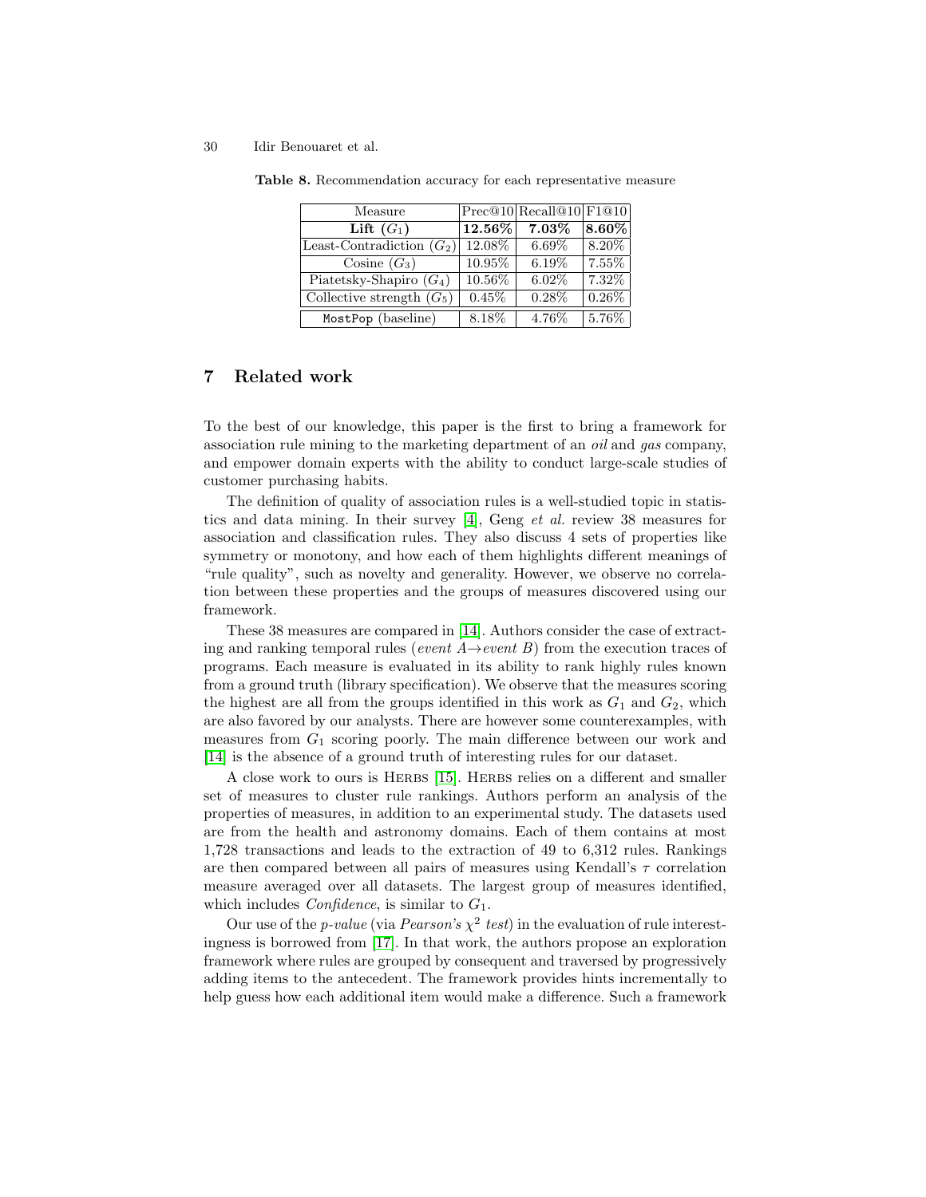**Table 8.** Recommendation accuracy for each representative measure

| Measure | Prec@10 | Recall@10 | F1@10 |
|---|---|---|---|
| **Lift ($G_1$)** | **12.56%** | **7.03%** | **8.60%** |
| Least-Contradiction ($G_2$) | 12.08% | 6.69% | 8.20% |
| Cosine ($G_3$) | 10.95% | 6.19% | 7.55% |
| Piatetsky-Shapiro ($G_4$) | 10.56% | 6.02% | 7.32% |
| Collective strength ($G_5$) | 0.45% | 0.28% | 0.26% |
| `MostPop` (baseline) | 8.18% | 4.76% | 5.76% |

## 7 Related work

To the best of our knowledge, this paper is the first to bring a framework for association rule mining to the marketing department of an *oil* and *gas* company, and empower domain experts with the ability to conduct large-scale studies of customer purchasing habits.

The definition of quality of association rules is a well-studied topic in statistics and data mining. In their survey [4], Geng *et al.* review 38 measures for association and classification rules. They also discuss 4 sets of properties like symmetry or monotony, and how each of them highlights different meanings of "rule quality", such as novelty and generality. However, we observe no correlation between these properties and the groups of measures discovered using our framework.

These 38 measures are compared in [14]. Authors consider the case of extracting and ranking temporal rules (*event A*$\rightarrow$*event B*) from the execution traces of programs. Each measure is evaluated in its ability to rank highly rules known from a ground truth (library specification). We observe that the measures scoring the highest are all from the groups identified in this work as $G_1$ and $G_2$, which are also favored by our analysts. There are however some counterexamples, with measures from $G_1$ scoring poorly. The main difference between our work and [14] is the absence of a ground truth of interesting rules for our dataset.

A close work to ours is HERBS [15]. HERBS relies on a different and smaller set of measures to cluster rule rankings. Authors perform an analysis of the properties of measures, in addition to an experimental study. The datasets used are from the health and astronomy domains. Each of them contains at most 1,728 transactions and leads to the extraction of 49 to 6,312 rules. Rankings are then compared between all pairs of measures using Kendall's $\tau$ correlation measure averaged over all datasets. The largest group of measures identified, which includes *Confidence*, is similar to $G_1$.

Our use of the *p-value* (via *Pearson's* $\chi^2$ *test*) in the evaluation of rule interestingness is borrowed from [17]. In that work, the authors propose an exploration framework where rules are grouped by consequent and traversed by progressively adding items to the antecedent. The framework provides hints incrementally to help guess how each additional item would make a difference. Such a framework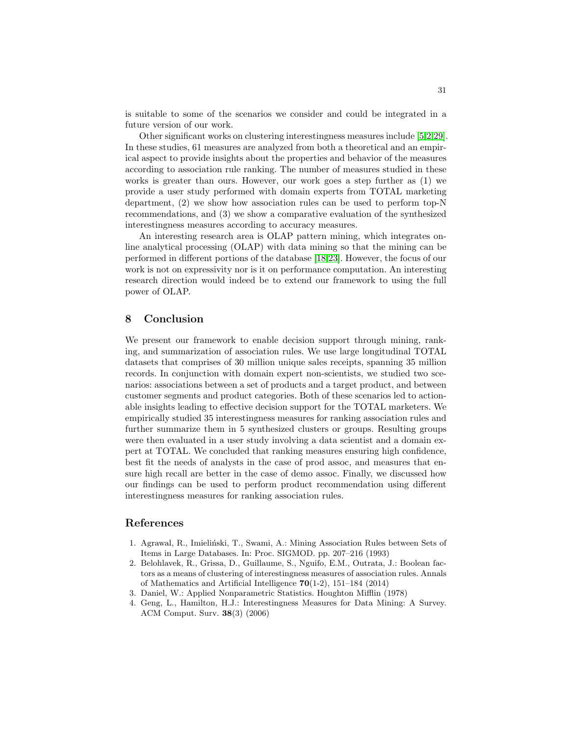is suitable to some of the scenarios we consider and could be integrated in a future version of our work.

Other significant works on clustering interestingness measures include [5,2,29]. In these studies, 61 measures are analyzed from both a theoretical and an empirical aspect to provide insights about the properties and behavior of the measures according to association rule ranking. The number of measures studied in these works is greater than ours. However, our work goes a step further as (1) we provide a user study performed with domain experts from TOTAL marketing department, (2) we show how association rules can be used to perform top-N recommendations, and (3) we show a comparative evaluation of the synthesized interestingness measures according to accuracy measures.

An interesting research area is OLAP pattern mining, which integrates online analytical processing (OLAP) with data mining so that the mining can be performed in different portions of the database [18,23]. However, the focus of our work is not on expressivity nor is it on performance computation. An interesting research direction would indeed be to extend our framework to using the full power of OLAP.

## 8 Conclusion

We present our framework to enable decision support through mining, ranking, and summarization of association rules. We use large longitudinal TOTAL datasets that comprises of 30 million unique sales receipts, spanning 35 million records. In conjunction with domain expert non-scientists, we studied two scenarios: associations between a set of products and a target product, and between customer segments and product categories. Both of these scenarios led to actionable insights leading to effective decision support for the TOTAL marketers. We empirically studied 35 interestingness measures for ranking association rules and further summarize them in 5 synthesized clusters or groups. Resulting groups were then evaluated in a user study involving a data scientist and a domain expert at TOTAL. We concluded that ranking measures ensuring high confidence, best fit the needs of analysts in the case of prod assoc, and measures that ensure high recall are better in the case of demo assoc. Finally, we discussed how our findings can be used to perform product recommendation using different interestingness measures for ranking association rules.

## References

1. Agrawal, R., Imieliński, T., Swami, A.: Mining Association Rules between Sets of Items in Large Databases. In: Proc. SIGMOD. pp. 207–216 (1993)
2. Belohlavek, R., Grissa, D., Guillaume, S., Nguifo, E.M., Outrata, J.: Boolean factors as a means of clustering of interestingness measures of association rules. Annals of Mathematics and Artificial Intelligence **70**(1-2), 151–184 (2014)
3. Daniel, W.: Applied Nonparametric Statistics. Houghton Mifflin (1978)
4. Geng, L., Hamilton, H.J.: Interestingness Measures for Data Mining: A Survey. ACM Comput. Surv. **38**(3) (2006)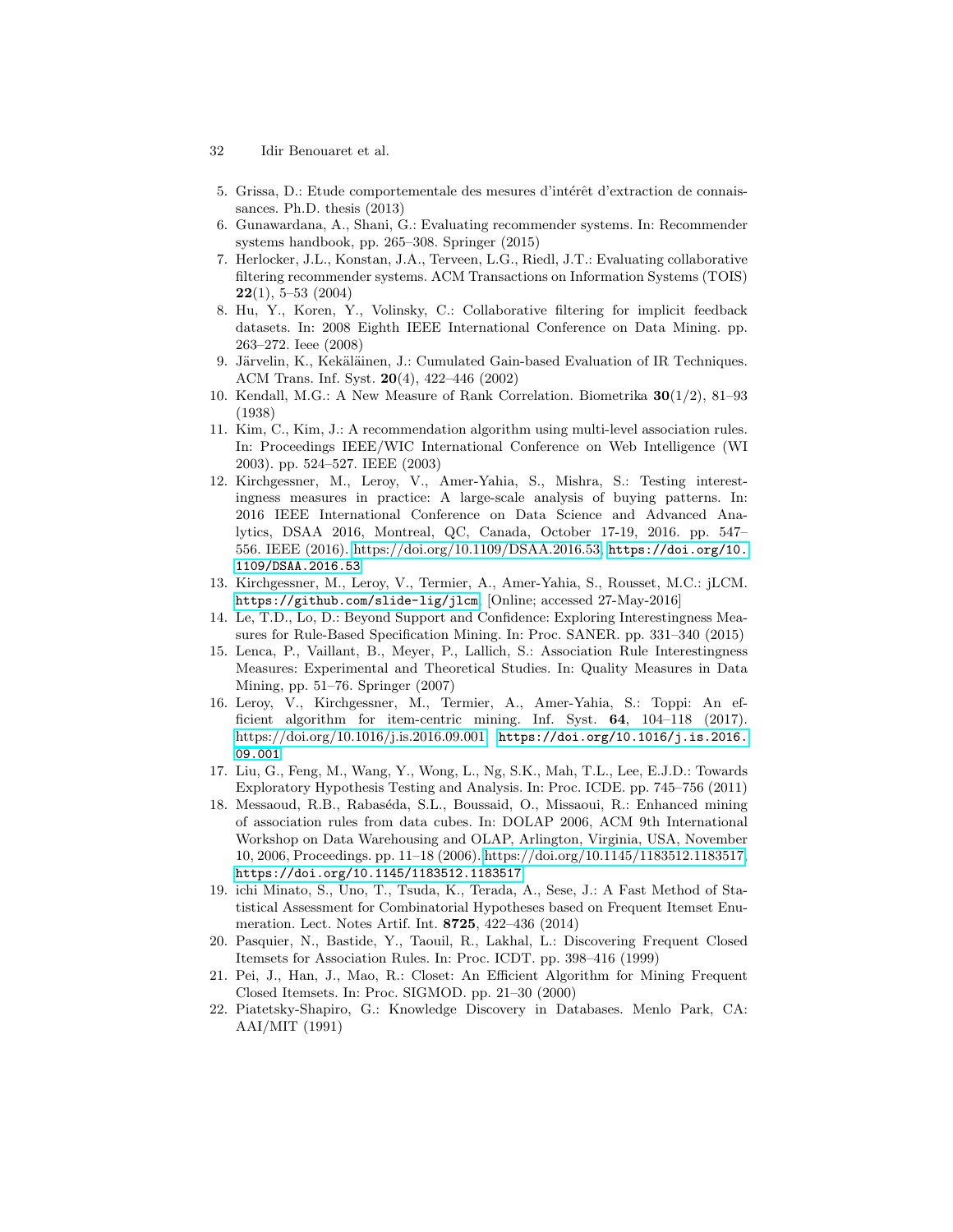5. Grissa, D.: Etude comportementale des mesures d'intérêt d'extraction de connaissances. Ph.D. thesis (2013)
6. Gunawardana, A., Shani, G.: Evaluating recommender systems. In: Recommender systems handbook, pp. 265–308. Springer (2015)
7. Herlocker, J.L., Konstan, J.A., Terveen, L.G., Riedl, J.T.: Evaluating collaborative filtering recommender systems. ACM Transactions on Information Systems (TOIS) **22**(1), 5–53 (2004)
8. Hu, Y., Koren, Y., Volinsky, C.: Collaborative filtering for implicit feedback datasets. In: 2008 Eighth IEEE International Conference on Data Mining. pp. 263–272. Ieee (2008)
9. Järvelin, K., Kekäläinen, J.: Cumulated Gain-based Evaluation of IR Techniques. ACM Trans. Inf. Syst. **20**(4), 422–446 (2002)
10. Kendall, M.G.: A New Measure of Rank Correlation. Biometrika **30**(1/2), 81–93 (1938)
11. Kim, C., Kim, J.: A recommendation algorithm using multi-level association rules. In: Proceedings IEEE/WIC International Conference on Web Intelligence (WI 2003). pp. 524–527. IEEE (2003)
12. Kirchgessner, M., Leroy, V., Amer-Yahia, S., Mishra, S.: Testing interestingness measures in practice: A large-scale analysis of buying patterns. In: 2016 IEEE International Conference on Data Science and Advanced Analytics, DSAA 2016, Montreal, QC, Canada, October 17-19, 2016. pp. 547–556. IEEE (2016). https://doi.org/10.1109/DSAA.2016.53, `https://doi.org/10.1109/DSAA.2016.53`
13. Kirchgessner, M., Leroy, V., Termier, A., Amer-Yahia, S., Rousset, M.C.: jLCM. `https://github.com/slide-lig/jlcm`, [Online; accessed 27-May-2016]
14. Le, T.D., Lo, D.: Beyond Support and Confidence: Exploring Interestingness Measures for Rule-Based Specification Mining. In: Proc. SANER. pp. 331–340 (2015)
15. Lenca, P., Vaillant, B., Meyer, P., Lallich, S.: Association Rule Interestingness Measures: Experimental and Theoretical Studies. In: Quality Measures in Data Mining, pp. 51–76. Springer (2007)
16. Leroy, V., Kirchgessner, M., Termier, A., Amer-Yahia, S.: Toppi: An efficient algorithm for item-centric mining. Inf. Syst. **64**, 104–118 (2017). https://doi.org/10.1016/j.is.2016.09.001, `https://doi.org/10.1016/j.is.2016.09.001`
17. Liu, G., Feng, M., Wang, Y., Wong, L., Ng, S.K., Mah, T.L., Lee, E.J.D.: Towards Exploratory Hypothesis Testing and Analysis. In: Proc. ICDE. pp. 745–756 (2011)
18. Messaoud, R.B., Rabaséda, S.L., Boussaid, O., Missaoui, R.: Enhanced mining of association rules from data cubes. In: DOLAP 2006, ACM 9th International Workshop on Data Warehousing and OLAP, Arlington, Virginia, USA, November 10, 2006, Proceedings. pp. 11–18 (2006). https://doi.org/10.1145/1183512.1183517, `https://doi.org/10.1145/1183512.1183517`
19. ichi Minato, S., Uno, T., Tsuda, K., Terada, A., Sese, J.: A Fast Method of Statistical Assessment for Combinatorial Hypotheses based on Frequent Itemset Enumeration. Lect. Notes Artif. Int. **8725**, 422–436 (2014)
20. Pasquier, N., Bastide, Y., Taouil, R., Lakhal, L.: Discovering Frequent Closed Itemsets for Association Rules. In: Proc. ICDT. pp. 398–416 (1999)
21. Pei, J., Han, J., Mao, R.: Closet: An Efficient Algorithm for Mining Frequent Closed Itemsets. In: Proc. SIGMOD. pp. 21–30 (2000)
22. Piatetsky-Shapiro, G.: Knowledge Discovery in Databases. Menlo Park, CA: AAI/MIT (1991)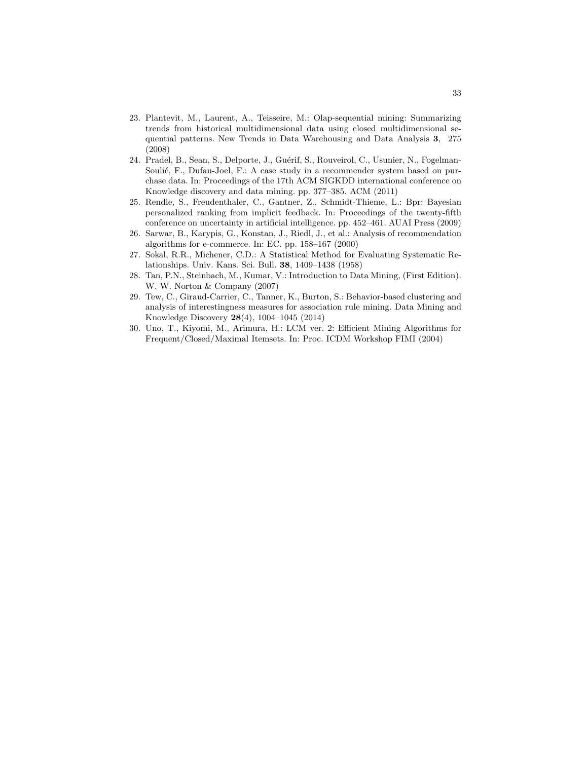23. Plantevit, M., Laurent, A., Teisseire, M.: Olap-sequential mining: Summarizing trends from historical multidimensional data using closed multidimensional sequential patterns. New Trends in Data Warehousing and Data Analysis **3**, 275 (2008)
24. Pradel, B., Sean, S., Delporte, J., Guérif, S., Rouveirol, C., Usunier, N., Fogelman-Soulié, F., Dufau-Joel, F.: A case study in a recommender system based on purchase data. In: Proceedings of the 17th ACM SIGKDD international conference on Knowledge discovery and data mining. pp. 377–385. ACM (2011)
25. Rendle, S., Freudenthaler, C., Gantner, Z., Schmidt-Thieme, L.: Bpr: Bayesian personalized ranking from implicit feedback. In: Proceedings of the twenty-fifth conference on uncertainty in artificial intelligence. pp. 452–461. AUAI Press (2009)
26. Sarwar, B., Karypis, G., Konstan, J., Riedl, J., et al.: Analysis of recommendation algorithms for e-commerce. In: EC. pp. 158–167 (2000)
27. Sokal, R.R., Michener, C.D.: A Statistical Method for Evaluating Systematic Relationships. Univ. Kans. Sci. Bull. **38**, 1409–1438 (1958)
28. Tan, P.N., Steinbach, M., Kumar, V.: Introduction to Data Mining, (First Edition). W. W. Norton & Company (2007)
29. Tew, C., Giraud-Carrier, C., Tanner, K., Burton, S.: Behavior-based clustering and analysis of interestingness measures for association rule mining. Data Mining and Knowledge Discovery **28**(4), 1004–1045 (2014)
30. Uno, T., Kiyomi, M., Arimura, H.: LCM ver. 2: Efficient Mining Algorithms for Frequent/Closed/Maximal Itemsets. In: Proc. ICDM Workshop FIMI (2004)